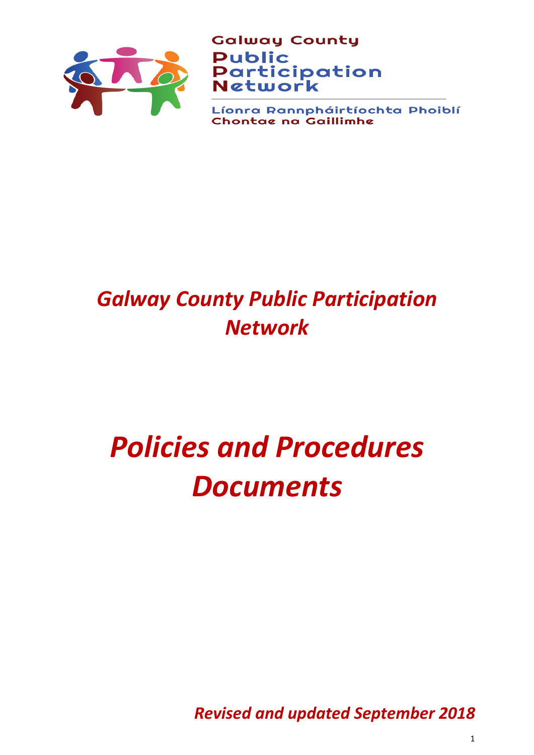Galway County
Public
Participation
Network

Líonra Rannpháirtíochta Phoiblí
Chontae na Gaillimhe

# *Galway County Public Participation Network*

# *Policies and Procedures Documents*

*Revised and updated September 2018*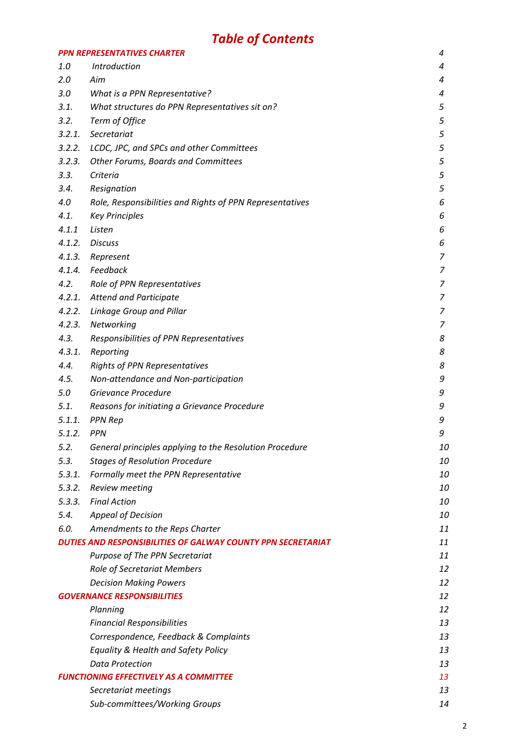# *Table of Contents*

| | | |
|---|---|---|
| ***PPN REPRESENTATIVES CHARTER*** | | *4* |
| *1.0* | *Introduction* | *4* |
| *2.0* | *Aim* | *4* |
| *3.0* | *What is a PPN Representative?* | *4* |
| *3.1.* | *What structures do PPN Representatives sit on?* | *5* |
| *3.2.* | *Term of Office* | *5* |
| *3.2.1.* | *Secretariat* | *5* |
| *3.2.2.* | *LCDC, JPC, and SPCs and other Committees* | *5* |
| *3.2.3.* | *Other Forums, Boards and Committees* | *5* |
| *3.3.* | *Criteria* | *5* |
| *3.4.* | *Resignation* | *5* |
| *4.0* | *Role, Responsibilities and Rights of PPN Representatives* | *6* |
| *4.1.* | *Key Principles* | *6* |
| *4.1.1* | *Listen* | *6* |
| *4.1.2.* | *Discuss* | *6* |
| *4.1.3.* | *Represent* | *7* |
| *4.1.4.* | *Feedback* | *7* |
| *4.2.* | *Role of PPN Representatives* | *7* |
| *4.2.1.* | *Attend and Participate* | *7* |
| *4.2.2.* | *Linkage Group and Pillar* | *7* |
| *4.2.3.* | *Networking* | *7* |
| *4.3.* | *Responsibilities of PPN Representatives* | *8* |
| *4.3.1.* | *Reporting* | *8* |
| *4.4.* | *Rights of PPN Representatives* | *8* |
| *4.5.* | *Non-attendance and Non-participation* | *9* |
| *5.0* | *Grievance Procedure* | *9* |
| *5.1.* | *Reasons for initiating a Grievance Procedure* | *9* |
| *5.1.1.* | *PPN Rep* | *9* |
| *5.1.2.* | *PPN* | *9* |
| *5.2.* | *General principles applying to the Resolution Procedure* | *10* |
| *5.3.* | *Stages of Resolution Procedure* | *10* |
| *5.3.1.* | *Formally meet the PPN Representative* | *10* |
| *5.3.2.* | *Review meeting* | *10* |
| *5.3.3.* | *Final Action* | *10* |
| *5.4.* | *Appeal of Decision* | *10* |
| *6.0.* | *Amendments to the Reps Charter* | *11* |
| ***DUTIES AND RESPONSIBILITIES OF GALWAY COUNTY PPN SECRETARIAT*** | | *11* |
| | *Purpose of The PPN Secretariat* | *11* |
| | *Role of Secretariat Members* | *12* |
| | *Decision Making Powers* | *12* |
| ***GOVERNANCE RESPONSIBILITIES*** | | *12* |
| | *Planning* | *12* |
| | *Financial Responsibilities* | *13* |
| | *Correspondence, Feedback & Complaints* | *13* |
| | *Equality & Health and Safety Policy* | *13* |
| | *Data Protection* | *13* |
| ***FUNCTIONING EFFECTIVELY AS A COMMITTEE*** | | *13* |
| | *Secretariat meetings* | *13* |
| | *Sub-committees/Working Groups* | *14* |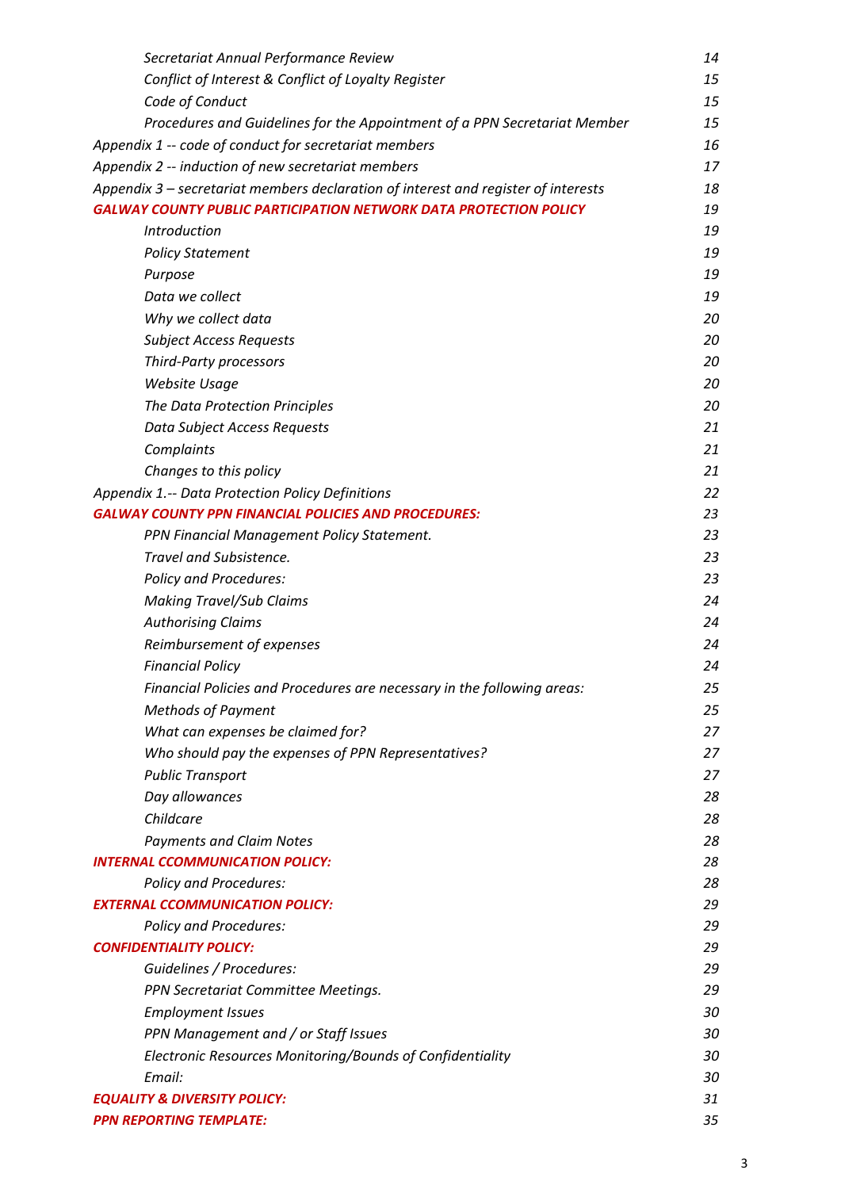| | |
|---|---|
| *Secretariat Annual Performance Review* | *14* |
| *Conflict of Interest & Conflict of Loyalty Register* | *15* |
| *Code of Conduct* | *15* |
| *Procedures and Guidelines for the Appointment of a PPN Secretariat Member* | *15* |
| *Appendix 1 -- code of conduct for secretariat members* | *16* |
| *Appendix 2 -- induction of new secretariat members* | *17* |
| *Appendix 3 – secretariat members declaration of interest and register of interests* | *18* |
| ***GALWAY COUNTY PUBLIC PARTICIPATION NETWORK DATA PROTECTION POLICY*** | *19* |
| *Introduction* | *19* |
| *Policy Statement* | *19* |
| *Purpose* | *19* |
| *Data we collect* | *19* |
| *Why we collect data* | *20* |
| *Subject Access Requests* | *20* |
| *Third-Party processors* | *20* |
| *Website Usage* | *20* |
| *The Data Protection Principles* | *20* |
| *Data Subject Access Requests* | *21* |
| *Complaints* | *21* |
| *Changes to this policy* | *21* |
| *Appendix 1.-- Data Protection Policy Definitions* | *22* |
| ***GALWAY COUNTY PPN FINANCIAL POLICIES AND PROCEDURES:*** | *23* |
| *PPN Financial Management Policy Statement.* | *23* |
| *Travel and Subsistence.* | *23* |
| *Policy and Procedures:* | *23* |
| *Making Travel/Sub Claims* | *24* |
| *Authorising Claims* | *24* |
| *Reimbursement of expenses* | *24* |
| *Financial Policy* | *24* |
| *Financial Policies and Procedures are necessary in the following areas:* | *25* |
| *Methods of Payment* | *25* |
| *What can expenses be claimed for?* | *27* |
| *Who should pay the expenses of PPN Representatives?* | *27* |
| *Public Transport* | *27* |
| *Day allowances* | *28* |
| *Childcare* | *28* |
| *Payments and Claim Notes* | *28* |
| ***INTERNAL CCOMMUNICATION POLICY:*** | *28* |
| *Policy and Procedures:* | *28* |
| ***EXTERNAL CCOMMUNICATION POLICY:*** | *29* |
| *Policy and Procedures:* | *29* |
| ***CONFIDENTIALITY POLICY:*** | *29* |
| *Guidelines / Procedures:* | *29* |
| *PPN Secretariat Committee Meetings.* | *29* |
| *Employment Issues* | *30* |
| *PPN Management and / or Staff Issues* | *30* |
| *Electronic Resources Monitoring/Bounds of Confidentiality* | *30* |
| *Email:* | *30* |
| ***EQUALITY & DIVERSITY POLICY:*** | *31* |
| ***PPN REPORTING TEMPLATE:*** | *35* |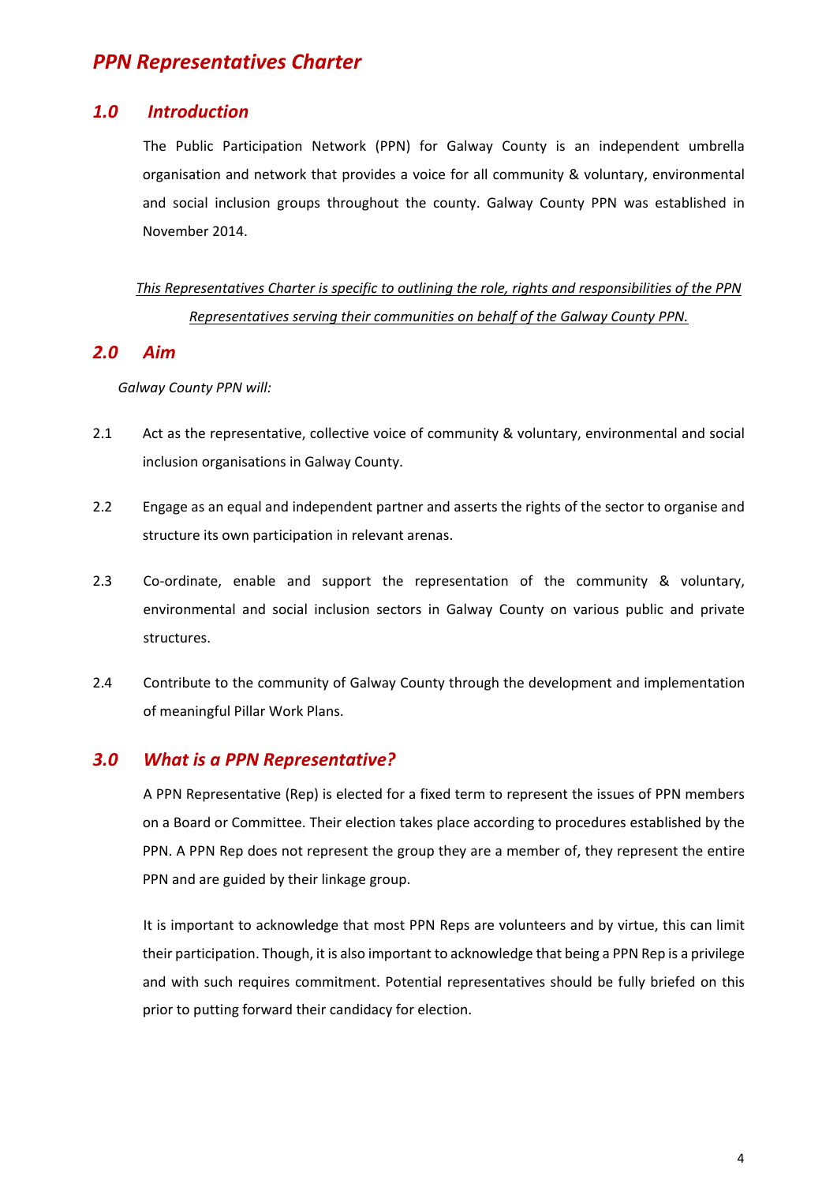# *PPN Representatives Charter*

## *1.0 Introduction*

The Public Participation Network (PPN) for Galway County is an independent umbrella organisation and network that provides a voice for all community & voluntary, environmental and social inclusion groups throughout the county. Galway County PPN was established in November 2014.

*This Representatives Charter is specific to outlining the role, rights and responsibilities of the PPN Representatives serving their communities on behalf of the Galway County PPN.*

## *2.0 Aim*

*Galway County PPN will:*

2.1 Act as the representative, collective voice of community & voluntary, environmental and social inclusion organisations in Galway County.

2.2 Engage as an equal and independent partner and asserts the rights of the sector to organise and structure its own participation in relevant arenas.

2.3 Co-ordinate, enable and support the representation of the community & voluntary, environmental and social inclusion sectors in Galway County on various public and private structures.

2.4 Contribute to the community of Galway County through the development and implementation of meaningful Pillar Work Plans.

## *3.0 What is a PPN Representative?*

A PPN Representative (Rep) is elected for a fixed term to represent the issues of PPN members on a Board or Committee. Their election takes place according to procedures established by the PPN. A PPN Rep does not represent the group they are a member of, they represent the entire PPN and are guided by their linkage group.

It is important to acknowledge that most PPN Reps are volunteers and by virtue, this can limit their participation. Though, it is also important to acknowledge that being a PPN Rep is a privilege and with such requires commitment. Potential representatives should be fully briefed on this prior to putting forward their candidacy for election.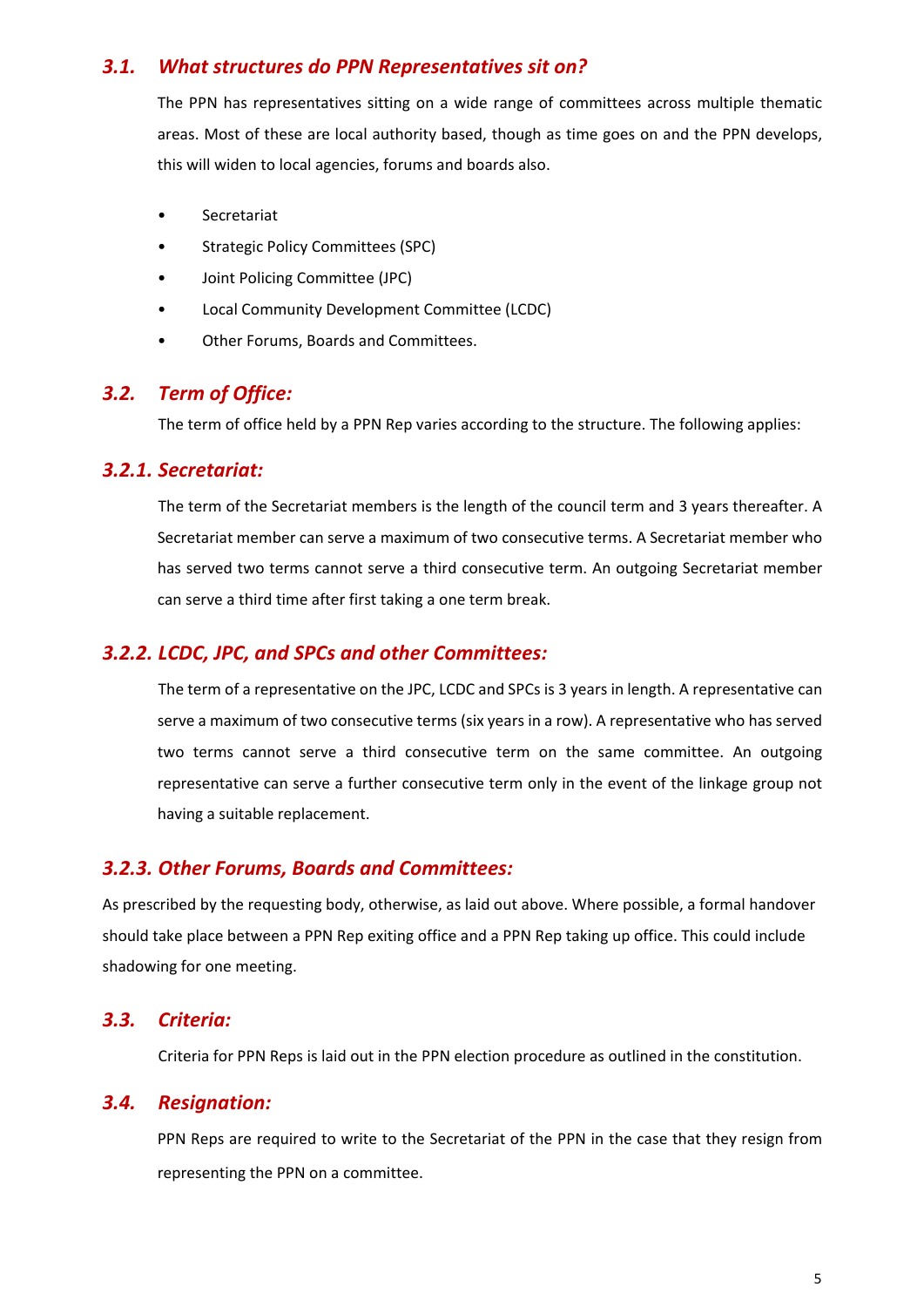## *3.1. What structures do PPN Representatives sit on?*

The PPN has representatives sitting on a wide range of committees across multiple thematic areas. Most of these are local authority based, though as time goes on and the PPN develops, this will widen to local agencies, forums and boards also.

- Secretariat
- Strategic Policy Committees (SPC)
- Joint Policing Committee (JPC)
- Local Community Development Committee (LCDC)
- Other Forums, Boards and Committees.

## *3.2. Term of Office:*

The term of office held by a PPN Rep varies according to the structure. The following applies:

### *3.2.1. Secretariat:*

The term of the Secretariat members is the length of the council term and 3 years thereafter. A Secretariat member can serve a maximum of two consecutive terms. A Secretariat member who has served two terms cannot serve a third consecutive term. An outgoing Secretariat member can serve a third time after first taking a one term break.

### *3.2.2. LCDC, JPC, and SPCs and other Committees:*

The term of a representative on the JPC, LCDC and SPCs is 3 years in length. A representative can serve a maximum of two consecutive terms (six years in a row). A representative who has served two terms cannot serve a third consecutive term on the same committee. An outgoing representative can serve a further consecutive term only in the event of the linkage group not having a suitable replacement.

### *3.2.3. Other Forums, Boards and Committees:*

As prescribed by the requesting body, otherwise, as laid out above. Where possible, a formal handover should take place between a PPN Rep exiting office and a PPN Rep taking up office. This could include shadowing for one meeting.

## *3.3. Criteria:*

Criteria for PPN Reps is laid out in the PPN election procedure as outlined in the constitution.

## *3.4. Resignation:*

PPN Reps are required to write to the Secretariat of the PPN in the case that they resign from representing the PPN on a committee.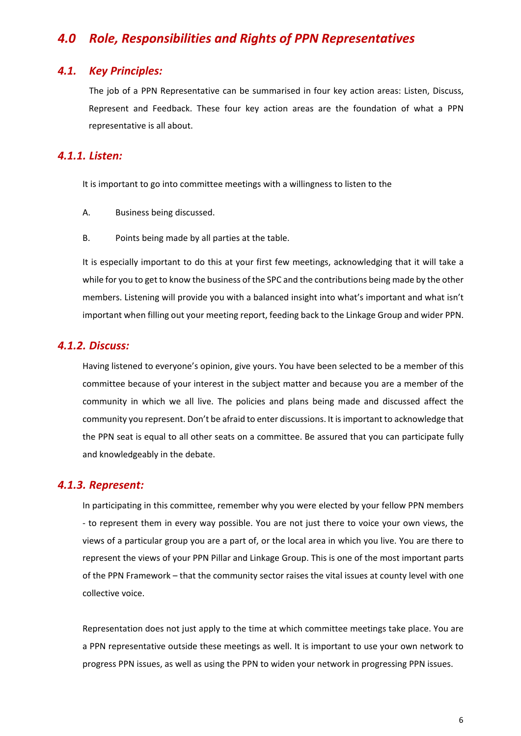## *4.0 Role, Responsibilities and Rights of PPN Representatives*

### *4.1. Key Principles:*

The job of a PPN Representative can be summarised in four key action areas: Listen, Discuss, Represent and Feedback. These four key action areas are the foundation of what a PPN representative is all about.

### *4.1.1. Listen:*

It is important to go into committee meetings with a willingness to listen to the

A. Business being discussed.

B. Points being made by all parties at the table.

It is especially important to do this at your first few meetings, acknowledging that it will take a while for you to get to know the business of the SPC and the contributions being made by the other members. Listening will provide you with a balanced insight into what's important and what isn't important when filling out your meeting report, feeding back to the Linkage Group and wider PPN.

### *4.1.2. Discuss:*

Having listened to everyone's opinion, give yours. You have been selected to be a member of this committee because of your interest in the subject matter and because you are a member of the community in which we all live. The policies and plans being made and discussed affect the community you represent. Don't be afraid to enter discussions. It is important to acknowledge that the PPN seat is equal to all other seats on a committee. Be assured that you can participate fully and knowledgeably in the debate.

### *4.1.3. Represent:*

In participating in this committee, remember why you were elected by your fellow PPN members - to represent them in every way possible. You are not just there to voice your own views, the views of a particular group you are a part of, or the local area in which you live. You are there to represent the views of your PPN Pillar and Linkage Group. This is one of the most important parts of the PPN Framework – that the community sector raises the vital issues at county level with one collective voice.

Representation does not just apply to the time at which committee meetings take place. You are a PPN representative outside these meetings as well. It is important to use your own network to progress PPN issues, as well as using the PPN to widen your network in progressing PPN issues.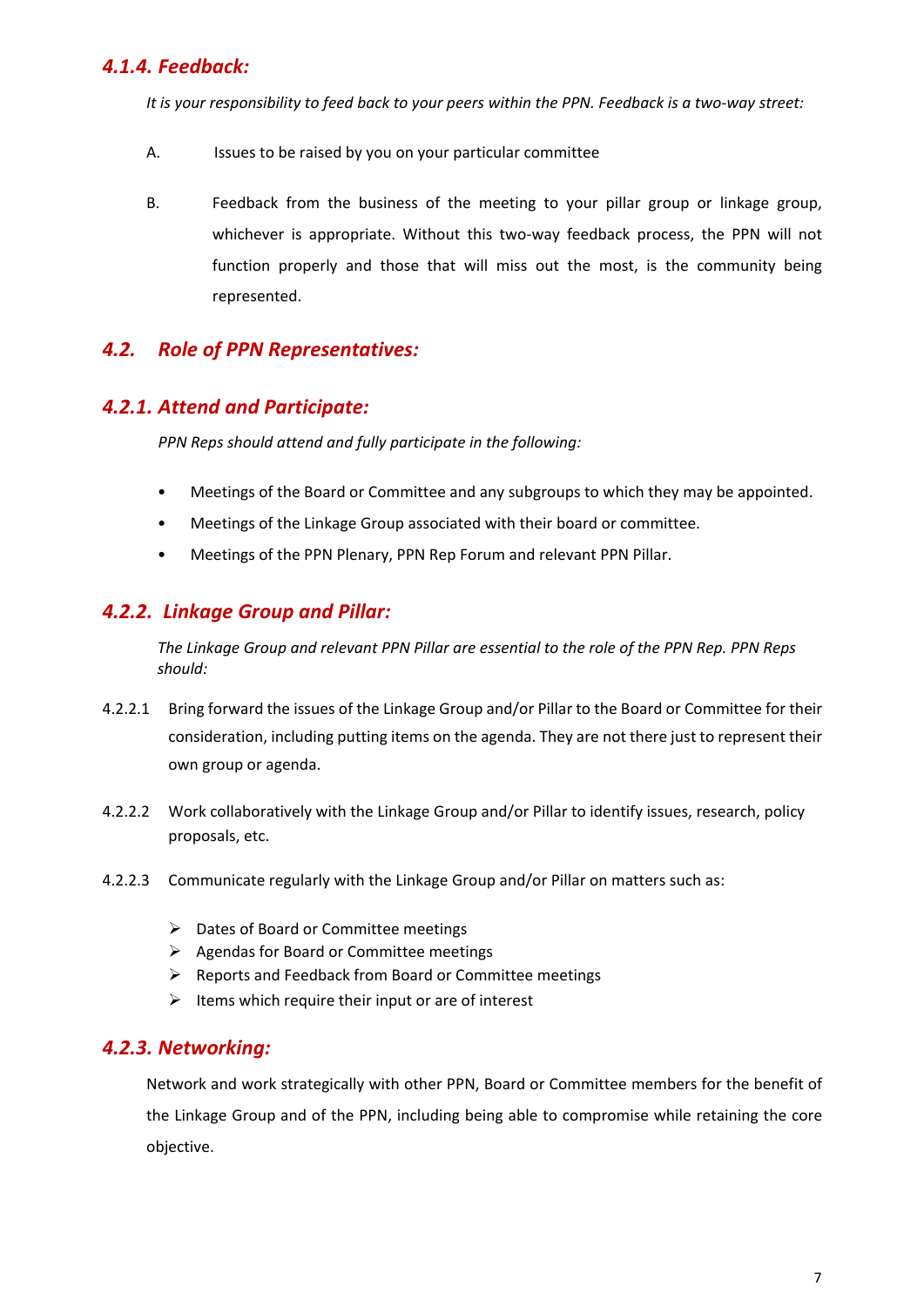#### *4.1.4. Feedback:*

*It is your responsibility to feed back to your peers within the PPN. Feedback is a two-way street:*

A. Issues to be raised by you on your particular committee

B. Feedback from the business of the meeting to your pillar group or linkage group, whichever is appropriate. Without this two-way feedback process, the PPN will not function properly and those that will miss out the most, is the community being represented.

### *4.2. Role of PPN Representatives:*

#### *4.2.1. Attend and Participate:*

*PPN Reps should attend and fully participate in the following:*

- Meetings of the Board or Committee and any subgroups to which they may be appointed.
- Meetings of the Linkage Group associated with their board or committee.
- Meetings of the PPN Plenary, PPN Rep Forum and relevant PPN Pillar.

#### *4.2.2. Linkage Group and Pillar:*

*The Linkage Group and relevant PPN Pillar are essential to the role of the PPN Rep. PPN Reps should:*

4.2.2.1 Bring forward the issues of the Linkage Group and/or Pillar to the Board or Committee for their consideration, including putting items on the agenda. They are not there just to represent their own group or agenda.

4.2.2.2 Work collaboratively with the Linkage Group and/or Pillar to identify issues, research, policy proposals, etc.

4.2.2.3 Communicate regularly with the Linkage Group and/or Pillar on matters such as:

- Dates of Board or Committee meetings
- Agendas for Board or Committee meetings
- Reports and Feedback from Board or Committee meetings
- Items which require their input or are of interest

#### *4.2.3. Networking:*

Network and work strategically with other PPN, Board or Committee members for the benefit of the Linkage Group and of the PPN, including being able to compromise while retaining the core objective.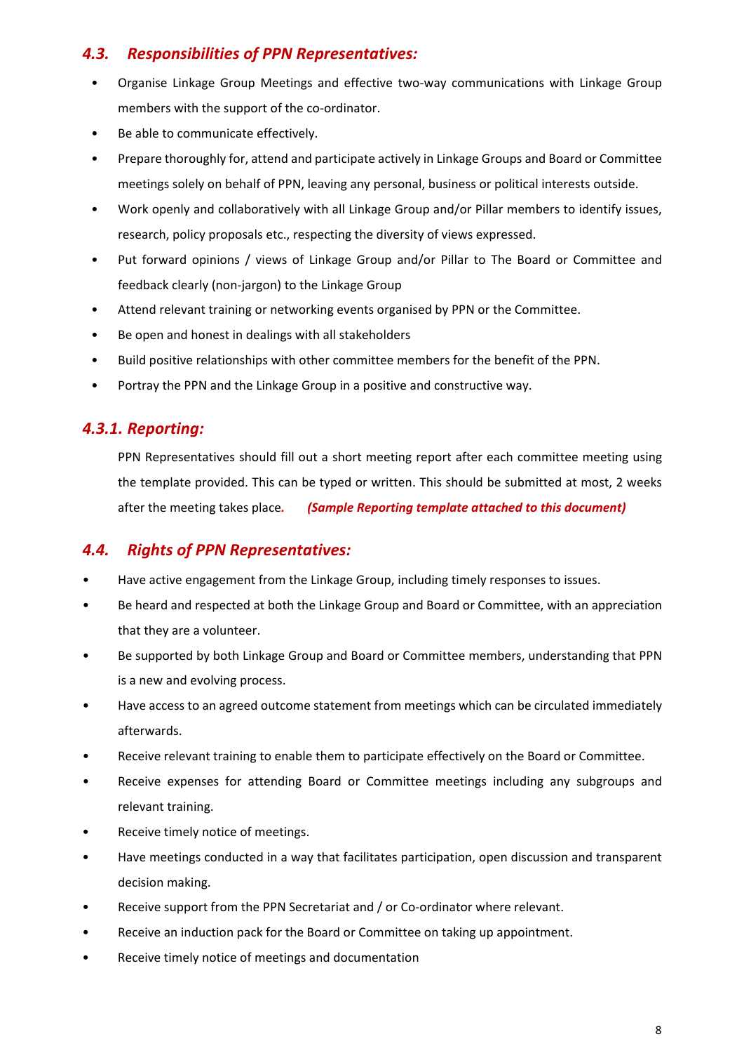## *4.3. Responsibilities of PPN Representatives:*

- Organise Linkage Group Meetings and effective two-way communications with Linkage Group members with the support of the co-ordinator.
- Be able to communicate effectively.
- Prepare thoroughly for, attend and participate actively in Linkage Groups and Board or Committee meetings solely on behalf of PPN, leaving any personal, business or political interests outside.
- Work openly and collaboratively with all Linkage Group and/or Pillar members to identify issues, research, policy proposals etc., respecting the diversity of views expressed.
- Put forward opinions / views of Linkage Group and/or Pillar to The Board or Committee and feedback clearly (non-jargon) to the Linkage Group
- Attend relevant training or networking events organised by PPN or the Committee.
- Be open and honest in dealings with all stakeholders
- Build positive relationships with other committee members for the benefit of the PPN.
- Portray the PPN and the Linkage Group in a positive and constructive way.

### *4.3.1. Reporting:*

PPN Representatives should fill out a short meeting report after each committee meeting using the template provided. This can be typed or written. This should be submitted at most, 2 weeks after the meeting takes place. ***(Sample Reporting template attached to this document)***

## *4.4. Rights of PPN Representatives:*

- Have active engagement from the Linkage Group, including timely responses to issues.
- Be heard and respected at both the Linkage Group and Board or Committee, with an appreciation that they are a volunteer.
- Be supported by both Linkage Group and Board or Committee members, understanding that PPN is a new and evolving process.
- Have access to an agreed outcome statement from meetings which can be circulated immediately afterwards.
- Receive relevant training to enable them to participate effectively on the Board or Committee.
- Receive expenses for attending Board or Committee meetings including any subgroups and relevant training.
- Receive timely notice of meetings.
- Have meetings conducted in a way that facilitates participation, open discussion and transparent decision making.
- Receive support from the PPN Secretariat and / or Co-ordinator where relevant.
- Receive an induction pack for the Board or Committee on taking up appointment.
- Receive timely notice of meetings and documentation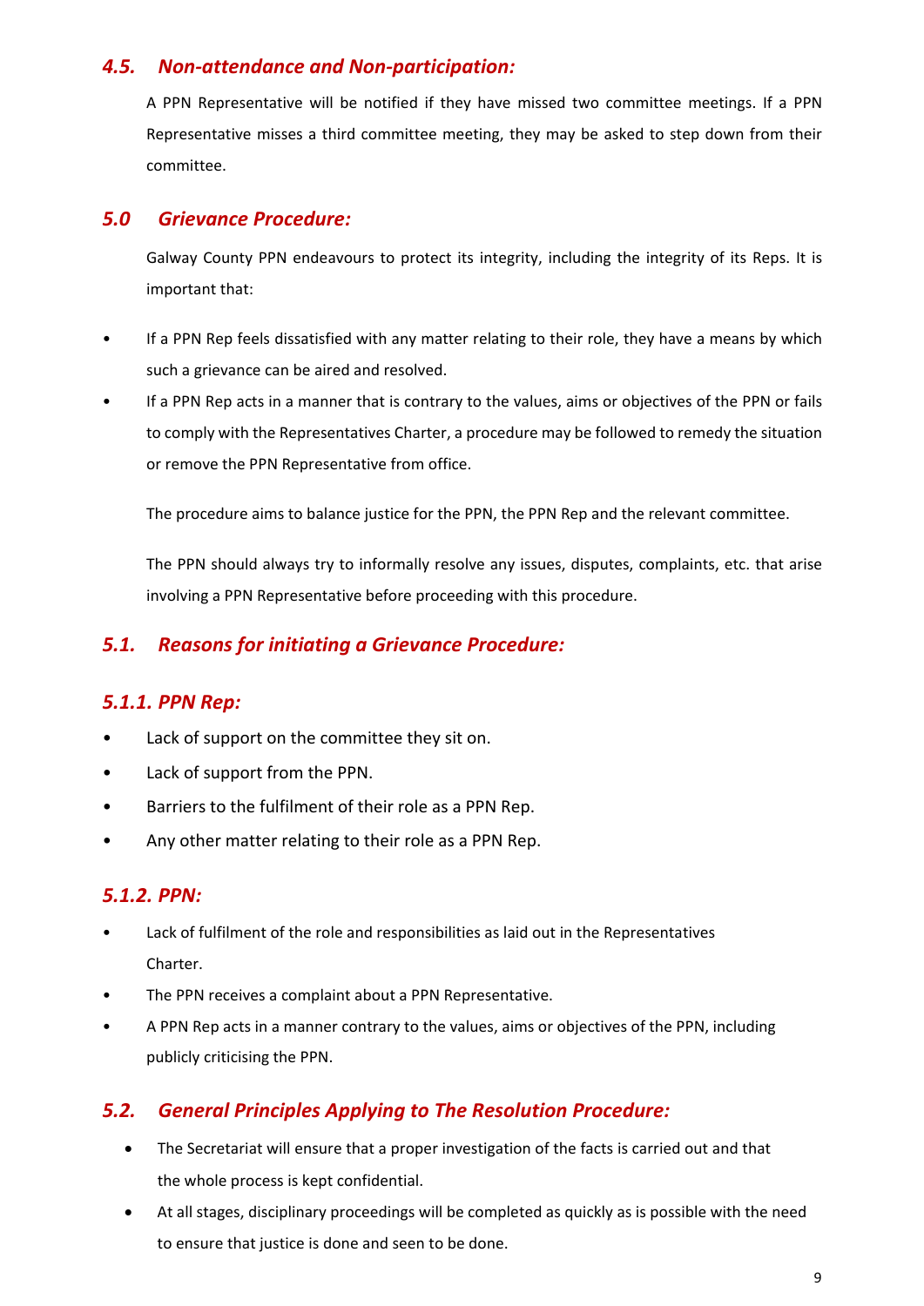## 4.5. Non-attendance and Non-participation:

A PPN Representative will be notified if they have missed two committee meetings. If a PPN Representative misses a third committee meeting, they may be asked to step down from their committee.

## 5.0 Grievance Procedure:

Galway County PPN endeavours to protect its integrity, including the integrity of its Reps. It is important that:

- If a PPN Rep feels dissatisfied with any matter relating to their role, they have a means by which such a grievance can be aired and resolved.
- If a PPN Rep acts in a manner that is contrary to the values, aims or objectives of the PPN or fails to comply with the Representatives Charter, a procedure may be followed to remedy the situation or remove the PPN Representative from office.

The procedure aims to balance justice for the PPN, the PPN Rep and the relevant committee.

The PPN should always try to informally resolve any issues, disputes, complaints, etc. that arise involving a PPN Representative before proceeding with this procedure.

## 5.1. Reasons for initiating a Grievance Procedure:

### 5.1.1. PPN Rep:

- Lack of support on the committee they sit on.
- Lack of support from the PPN.
- Barriers to the fulfilment of their role as a PPN Rep.
- Any other matter relating to their role as a PPN Rep.

### 5.1.2. PPN:

- Lack of fulfilment of the role and responsibilities as laid out in the Representatives Charter.
- The PPN receives a complaint about a PPN Representative.
- A PPN Rep acts in a manner contrary to the values, aims or objectives of the PPN, including publicly criticising the PPN.

## 5.2. General Principles Applying to The Resolution Procedure:

- The Secretariat will ensure that a proper investigation of the facts is carried out and that the whole process is kept confidential.
- At all stages, disciplinary proceedings will be completed as quickly as is possible with the need to ensure that justice is done and seen to be done.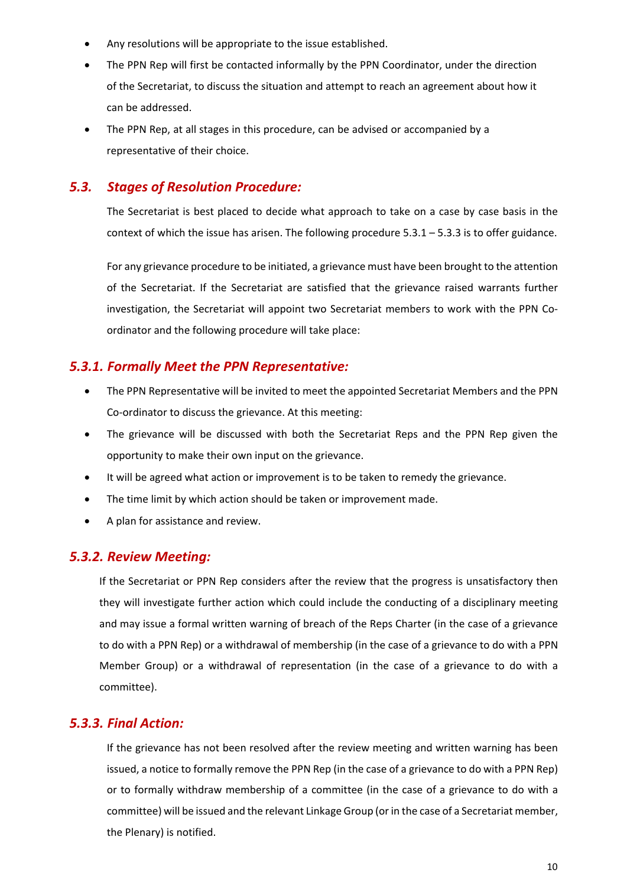- Any resolutions will be appropriate to the issue established.
- The PPN Rep will first be contacted informally by the PPN Coordinator, under the direction of the Secretariat, to discuss the situation and attempt to reach an agreement about how it can be addressed.
- The PPN Rep, at all stages in this procedure, can be advised or accompanied by a representative of their choice.

## 5.3. *Stages of Resolution Procedure:*

The Secretariat is best placed to decide what approach to take on a case by case basis in the context of which the issue has arisen. The following procedure 5.3.1 – 5.3.3 is to offer guidance.

For any grievance procedure to be initiated, a grievance must have been brought to the attention of the Secretariat. If the Secretariat are satisfied that the grievance raised warrants further investigation, the Secretariat will appoint two Secretariat members to work with the PPN Co-ordinator and the following procedure will take place:

### 5.3.1. *Formally Meet the PPN Representative:*

- The PPN Representative will be invited to meet the appointed Secretariat Members and the PPN Co-ordinator to discuss the grievance. At this meeting:
- The grievance will be discussed with both the Secretariat Reps and the PPN Rep given the opportunity to make their own input on the grievance.
- It will be agreed what action or improvement is to be taken to remedy the grievance.
- The time limit by which action should be taken or improvement made.
- A plan for assistance and review.

### 5.3.2. *Review Meeting:*

If the Secretariat or PPN Rep considers after the review that the progress is unsatisfactory then they will investigate further action which could include the conducting of a disciplinary meeting and may issue a formal written warning of breach of the Reps Charter (in the case of a grievance to do with a PPN Rep) or a withdrawal of membership (in the case of a grievance to do with a PPN Member Group) or a withdrawal of representation (in the case of a grievance to do with a committee).

### 5.3.3. *Final Action:*

If the grievance has not been resolved after the review meeting and written warning has been issued, a notice to formally remove the PPN Rep (in the case of a grievance to do with a PPN Rep) or to formally withdraw membership of a committee (in the case of a grievance to do with a committee) will be issued and the relevant Linkage Group (or in the case of a Secretariat member, the Plenary) is notified.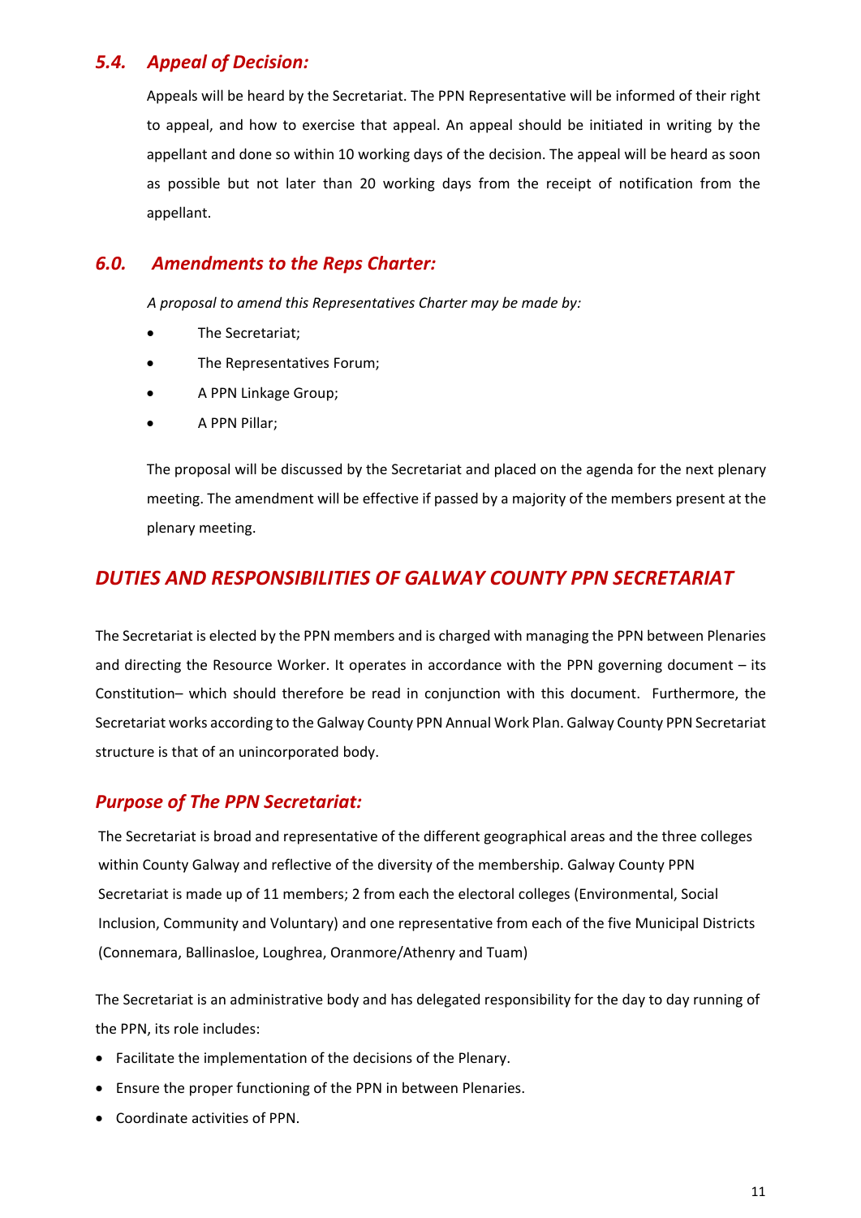### *5.4. Appeal of Decision:*

Appeals will be heard by the Secretariat. The PPN Representative will be informed of their right to appeal, and how to exercise that appeal. An appeal should be initiated in writing by the appellant and done so within 10 working days of the decision. The appeal will be heard as soon as possible but not later than 20 working days from the receipt of notification from the appellant.

### *6.0. Amendments to the Reps Charter:*

*A proposal to amend this Representatives Charter may be made by:*

- The Secretariat;
- The Representatives Forum;
- A PPN Linkage Group;
- A PPN Pillar;

The proposal will be discussed by the Secretariat and placed on the agenda for the next plenary meeting. The amendment will be effective if passed by a majority of the members present at the plenary meeting.

## *DUTIES AND RESPONSIBILITIES OF GALWAY COUNTY PPN SECRETARIAT*

The Secretariat is elected by the PPN members and is charged with managing the PPN between Plenaries and directing the Resource Worker. It operates in accordance with the PPN governing document – its Constitution– which should therefore be read in conjunction with this document. Furthermore, the Secretariat works according to the Galway County PPN Annual Work Plan. Galway County PPN Secretariat structure is that of an unincorporated body.

### *Purpose of The PPN Secretariat:*

The Secretariat is broad and representative of the different geographical areas and the three colleges within County Galway and reflective of the diversity of the membership. Galway County PPN Secretariat is made up of 11 members; 2 from each the electoral colleges (Environmental, Social Inclusion, Community and Voluntary) and one representative from each of the five Municipal Districts (Connemara, Ballinasloe, Loughrea, Oranmore/Athenry and Tuam)

The Secretariat is an administrative body and has delegated responsibility for the day to day running of the PPN, its role includes:

- Facilitate the implementation of the decisions of the Plenary.
- Ensure the proper functioning of the PPN in between Plenaries.
- Coordinate activities of PPN.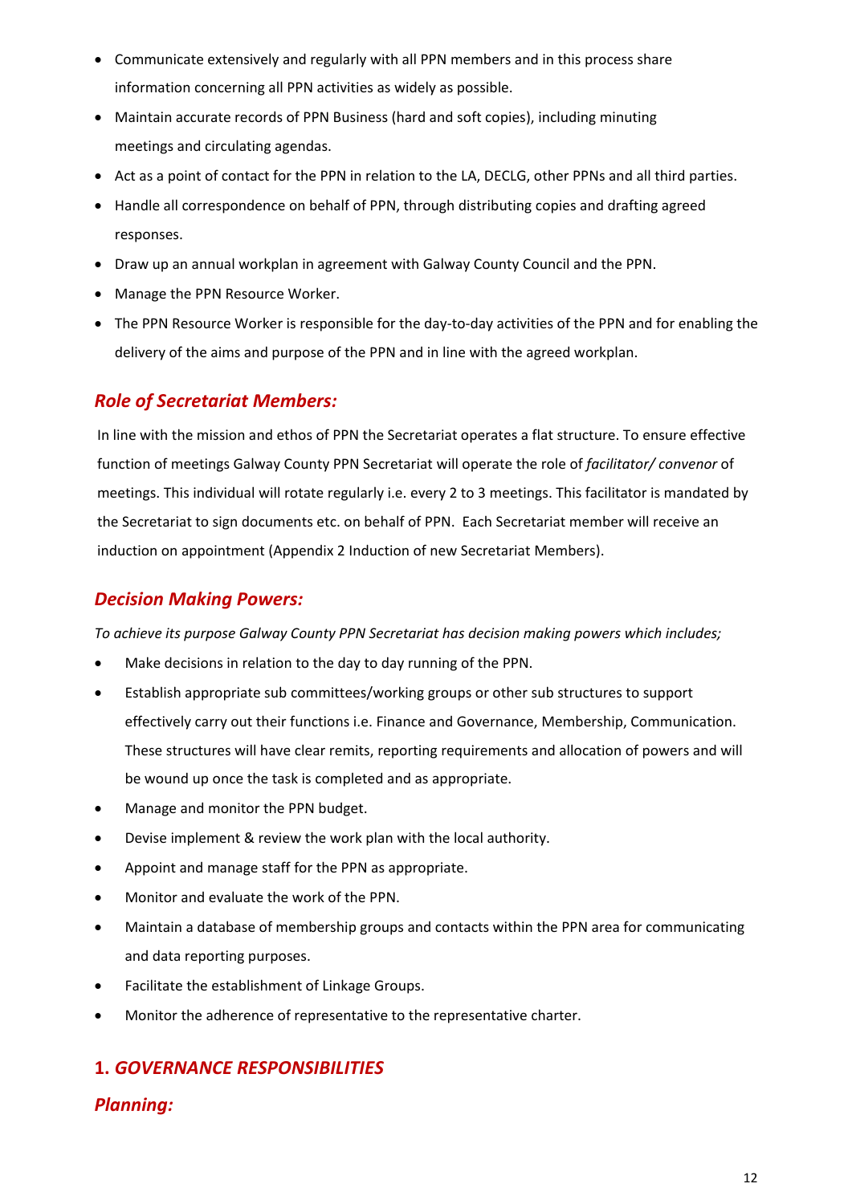- Communicate extensively and regularly with all PPN members and in this process share information concerning all PPN activities as widely as possible.
- Maintain accurate records of PPN Business (hard and soft copies), including minuting meetings and circulating agendas.
- Act as a point of contact for the PPN in relation to the LA, DECLG, other PPNs and all third parties.
- Handle all correspondence on behalf of PPN, through distributing copies and drafting agreed responses.
- Draw up an annual workplan in agreement with Galway County Council and the PPN.
- Manage the PPN Resource Worker.
- The PPN Resource Worker is responsible for the day-to-day activities of the PPN and for enabling the delivery of the aims and purpose of the PPN and in line with the agreed workplan.

## *Role of Secretariat Members:*

In line with the mission and ethos of PPN the Secretariat operates a flat structure. To ensure effective function of meetings Galway County PPN Secretariat will operate the role of *facilitator/ convenor* of meetings. This individual will rotate regularly i.e. every 2 to 3 meetings. This facilitator is mandated by the Secretariat to sign documents etc. on behalf of PPN. Each Secretariat member will receive an induction on appointment (Appendix 2 Induction of new Secretariat Members).

## *Decision Making Powers:*

*To achieve its purpose Galway County PPN Secretariat has decision making powers which includes;*

- Make decisions in relation to the day to day running of the PPN.
- Establish appropriate sub committees/working groups or other sub structures to support effectively carry out their functions i.e. Finance and Governance, Membership, Communication. These structures will have clear remits, reporting requirements and allocation of powers and will be wound up once the task is completed and as appropriate.
- Manage and monitor the PPN budget.
- Devise implement & review the work plan with the local authority.
- Appoint and manage staff for the PPN as appropriate.
- Monitor and evaluate the work of the PPN.
- Maintain a database of membership groups and contacts within the PPN area for communicating and data reporting purposes.
- Facilitate the establishment of Linkage Groups.
- Monitor the adherence of representative to the representative charter.

## 1. *GOVERNANCE RESPONSIBILITIES*

## *Planning:*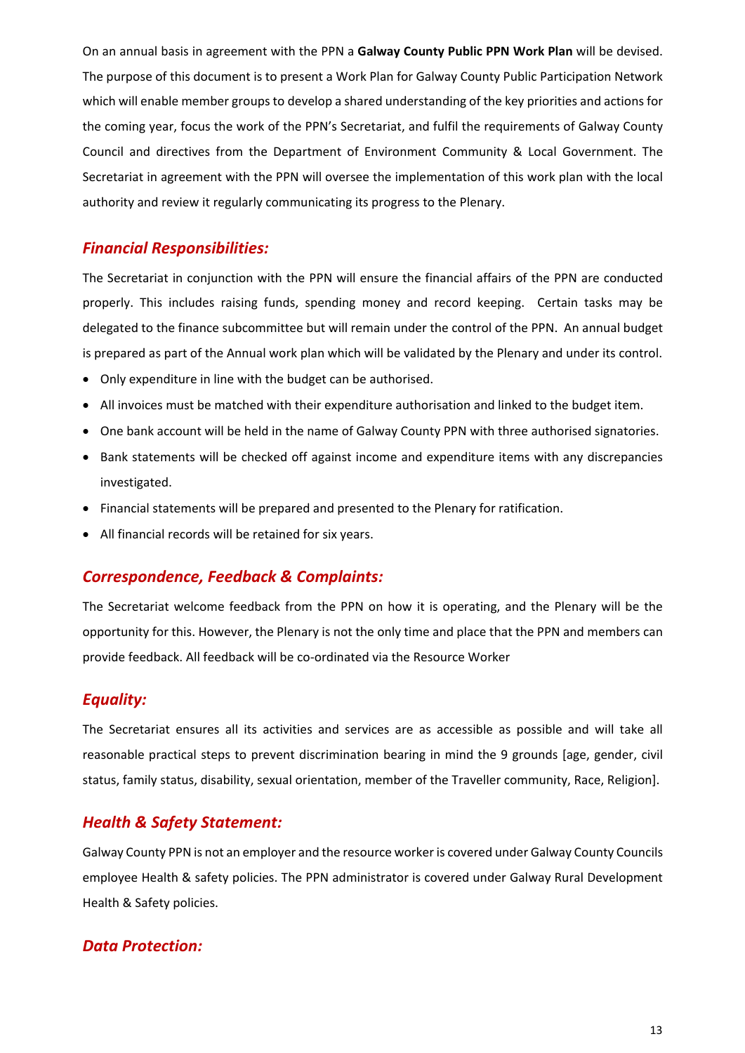On an annual basis in agreement with the PPN a **Galway County Public PPN Work Plan** will be devised. The purpose of this document is to present a Work Plan for Galway County Public Participation Network which will enable member groups to develop a shared understanding of the key priorities and actions for the coming year, focus the work of the PPN's Secretariat, and fulfil the requirements of Galway County Council and directives from the Department of Environment Community & Local Government. The Secretariat in agreement with the PPN will oversee the implementation of this work plan with the local authority and review it regularly communicating its progress to the Plenary.

## *Financial Responsibilities:*

The Secretariat in conjunction with the PPN will ensure the financial affairs of the PPN are conducted properly. This includes raising funds, spending money and record keeping. Certain tasks may be delegated to the finance subcommittee but will remain under the control of the PPN. An annual budget is prepared as part of the Annual work plan which will be validated by the Plenary and under its control.

- Only expenditure in line with the budget can be authorised.
- All invoices must be matched with their expenditure authorisation and linked to the budget item.
- One bank account will be held in the name of Galway County PPN with three authorised signatories.
- Bank statements will be checked off against income and expenditure items with any discrepancies investigated.
- Financial statements will be prepared and presented to the Plenary for ratification.
- All financial records will be retained for six years.

## *Correspondence, Feedback & Complaints:*

The Secretariat welcome feedback from the PPN on how it is operating, and the Plenary will be the opportunity for this. However, the Plenary is not the only time and place that the PPN and members can provide feedback. All feedback will be co-ordinated via the Resource Worker

## *Equality:*

The Secretariat ensures all its activities and services are as accessible as possible and will take all reasonable practical steps to prevent discrimination bearing in mind the 9 grounds [age, gender, civil status, family status, disability, sexual orientation, member of the Traveller community, Race, Religion].

## *Health & Safety Statement:*

Galway County PPN is not an employer and the resource worker is covered under Galway County Councils employee Health & safety policies. The PPN administrator is covered under Galway Rural Development Health & Safety policies.

## *Data Protection:*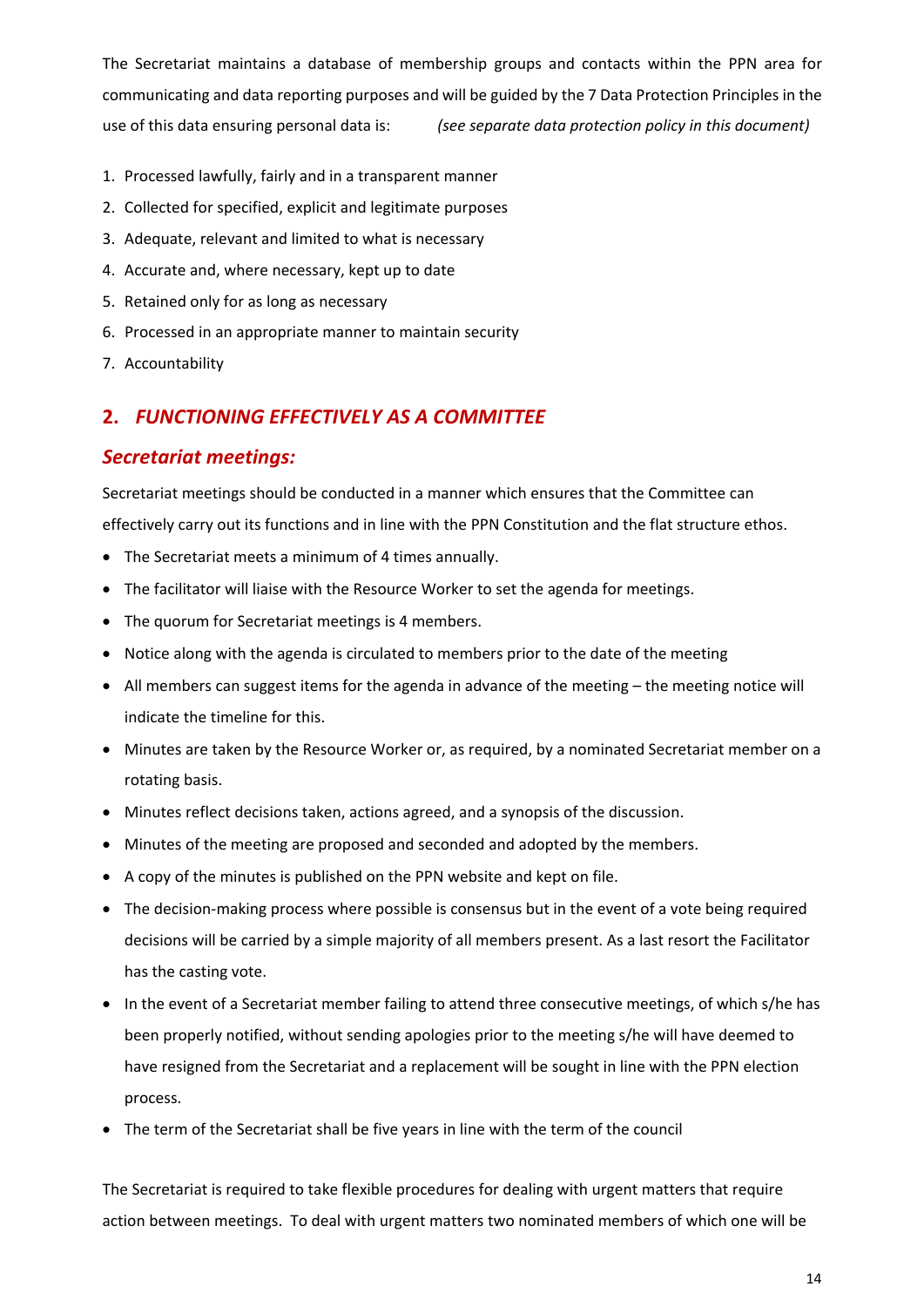The Secretariat maintains a database of membership groups and contacts within the PPN area for communicating and data reporting purposes and will be guided by the 7 Data Protection Principles in the use of this data ensuring personal data is: *(see separate data protection policy in this document)*

1. Processed lawfully, fairly and in a transparent manner
2. Collected for specified, explicit and legitimate purposes
3. Adequate, relevant and limited to what is necessary
4. Accurate and, where necessary, kept up to date
5. Retained only for as long as necessary
6. Processed in an appropriate manner to maintain security
7. Accountability

## 2. *FUNCTIONING EFFECTIVELY AS A COMMITTEE*

### *Secretariat meetings:*

Secretariat meetings should be conducted in a manner which ensures that the Committee can effectively carry out its functions and in line with the PPN Constitution and the flat structure ethos.

- The Secretariat meets a minimum of 4 times annually.
- The facilitator will liaise with the Resource Worker to set the agenda for meetings.
- The quorum for Secretariat meetings is 4 members.
- Notice along with the agenda is circulated to members prior to the date of the meeting
- All members can suggest items for the agenda in advance of the meeting – the meeting notice will indicate the timeline for this.
- Minutes are taken by the Resource Worker or, as required, by a nominated Secretariat member on a rotating basis.
- Minutes reflect decisions taken, actions agreed, and a synopsis of the discussion.
- Minutes of the meeting are proposed and seconded and adopted by the members.
- A copy of the minutes is published on the PPN website and kept on file.
- The decision-making process where possible is consensus but in the event of a vote being required decisions will be carried by a simple majority of all members present. As a last resort the Facilitator has the casting vote.
- In the event of a Secretariat member failing to attend three consecutive meetings, of which s/he has been properly notified, without sending apologies prior to the meeting s/he will have deemed to have resigned from the Secretariat and a replacement will be sought in line with the PPN election process.
- The term of the Secretariat shall be five years in line with the term of the council

The Secretariat is required to take flexible procedures for dealing with urgent matters that require action between meetings. To deal with urgent matters two nominated members of which one will be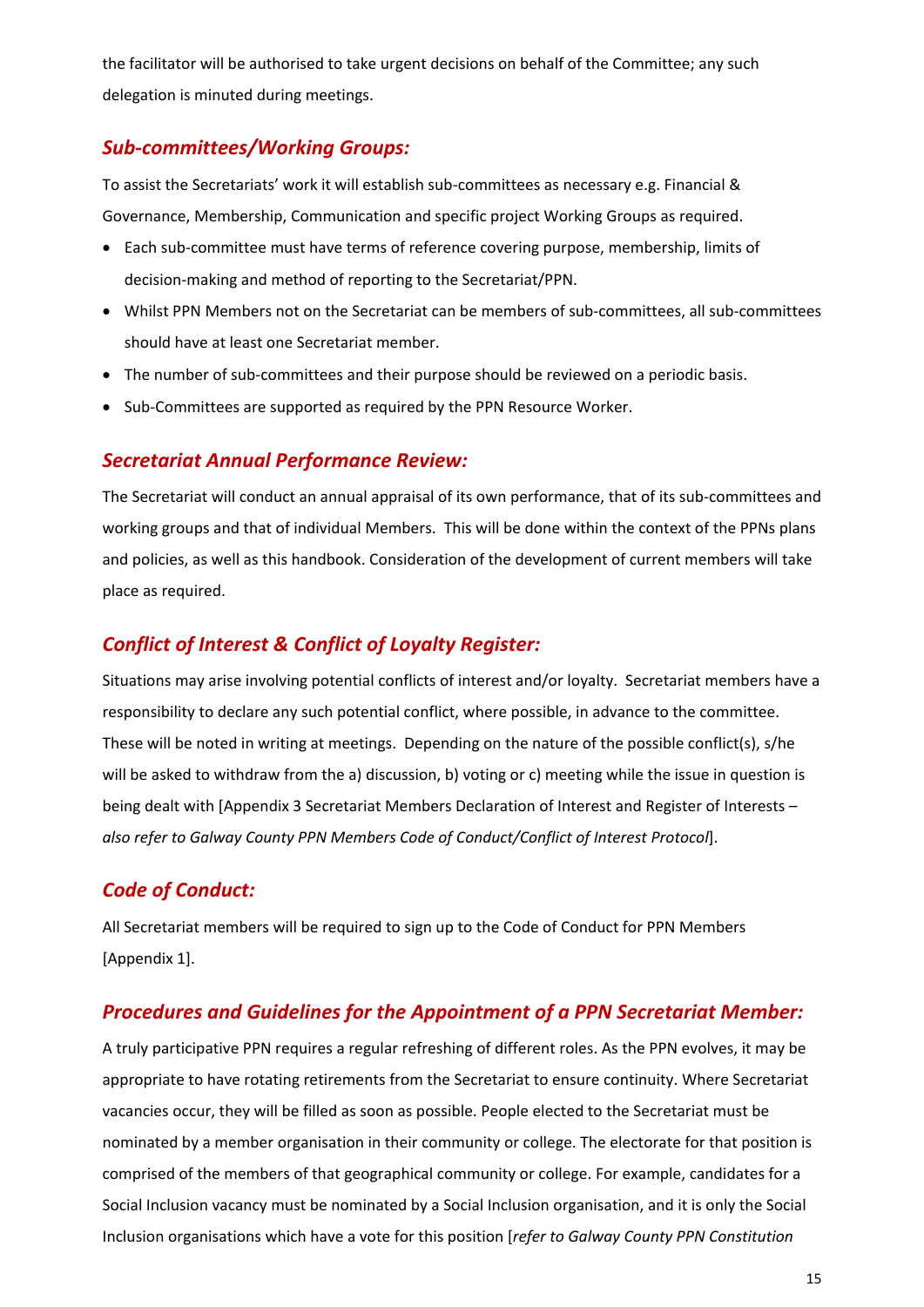the facilitator will be authorised to take urgent decisions on behalf of the Committee; any such delegation is minuted during meetings.

## *Sub-committees/Working Groups:*

To assist the Secretariats' work it will establish sub-committees as necessary e.g. Financial & Governance, Membership, Communication and specific project Working Groups as required.

- Each sub-committee must have terms of reference covering purpose, membership, limits of decision-making and method of reporting to the Secretariat/PPN.
- Whilst PPN Members not on the Secretariat can be members of sub-committees, all sub-committees should have at least one Secretariat member.
- The number of sub-committees and their purpose should be reviewed on a periodic basis.
- Sub-Committees are supported as required by the PPN Resource Worker.

## *Secretariat Annual Performance Review:*

The Secretariat will conduct an annual appraisal of its own performance, that of its sub-committees and working groups and that of individual Members. This will be done within the context of the PPNs plans and policies, as well as this handbook. Consideration of the development of current members will take place as required.

## *Conflict of Interest & Conflict of Loyalty Register:*

Situations may arise involving potential conflicts of interest and/or loyalty. Secretariat members have a responsibility to declare any such potential conflict, where possible, in advance to the committee. These will be noted in writing at meetings. Depending on the nature of the possible conflict(s), s/he will be asked to withdraw from the a) discussion, b) voting or c) meeting while the issue in question is being dealt with [Appendix 3 Secretariat Members Declaration of Interest and Register of Interests – *also refer to Galway County PPN Members Code of Conduct/Conflict of Interest Protocol*].

## *Code of Conduct:*

All Secretariat members will be required to sign up to the Code of Conduct for PPN Members [Appendix 1].

## *Procedures and Guidelines for the Appointment of a PPN Secretariat Member:*

A truly participative PPN requires a regular refreshing of different roles. As the PPN evolves, it may be appropriate to have rotating retirements from the Secretariat to ensure continuity. Where Secretariat vacancies occur, they will be filled as soon as possible. People elected to the Secretariat must be nominated by a member organisation in their community or college. The electorate for that position is comprised of the members of that geographical community or college. For example, candidates for a Social Inclusion vacancy must be nominated by a Social Inclusion organisation, and it is only the Social Inclusion organisations which have a vote for this position [*refer to Galway County PPN Constitution*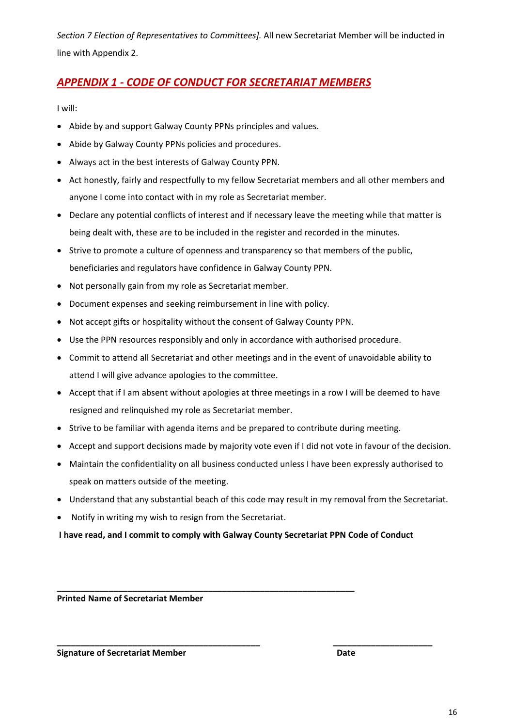*Section 7 Election of Representatives to Committees].* All new Secretariat Member will be inducted in line with Appendix 2.

## *APPENDIX 1 - CODE OF CONDUCT FOR SECRETARIAT MEMBERS*

I will:

- Abide by and support Galway County PPNs principles and values.
- Abide by Galway County PPNs policies and procedures.
- Always act in the best interests of Galway County PPN.
- Act honestly, fairly and respectfully to my fellow Secretariat members and all other members and anyone I come into contact with in my role as Secretariat member.
- Declare any potential conflicts of interest and if necessary leave the meeting while that matter is being dealt with, these are to be included in the register and recorded in the minutes.
- Strive to promote a culture of openness and transparency so that members of the public, beneficiaries and regulators have confidence in Galway County PPN.
- Not personally gain from my role as Secretariat member.
- Document expenses and seeking reimbursement in line with policy.
- Not accept gifts or hospitality without the consent of Galway County PPN.
- Use the PPN resources responsibly and only in accordance with authorised procedure.
- Commit to attend all Secretariat and other meetings and in the event of unavoidable ability to attend I will give advance apologies to the committee.
- Accept that if I am absent without apologies at three meetings in a row I will be deemed to have resigned and relinquished my role as Secretariat member.
- Strive to be familiar with agenda items and be prepared to contribute during meeting.
- Accept and support decisions made by majority vote even if I did not vote in favour of the decision.
- Maintain the confidentiality on all business conducted unless I have been expressly authorised to speak on matters outside of the meeting.
- Understand that any substantial beach of this code may result in my removal from the Secretariat.
- Notify in writing my wish to resign from the Secretariat.

**I have read, and I commit to comply with Galway County Secretariat PPN Code of Conduct**

\_\_\_\_\_\_\_\_\_\_\_\_\_\_\_\_\_\_\_\_\_\_\_\_\_\_\_\_\_\_\_\_\_\_\_\_\_\_\_\_\_\_\_\_\_\_\_\_\_\_\_\_\_\_\_\_\_\_

**Printed Name of Secretariat Member**

\_\_\_\_\_\_\_\_\_\_\_\_\_\_\_\_\_\_\_\_\_\_\_\_\_\_\_\_\_\_\_\_\_\_\_\_\_\_\_\_ \_\_\_\_\_\_\_\_\_\_\_\_\_\_\_\_\_\_\_\_

**Signature of Secretariat Member** **Date**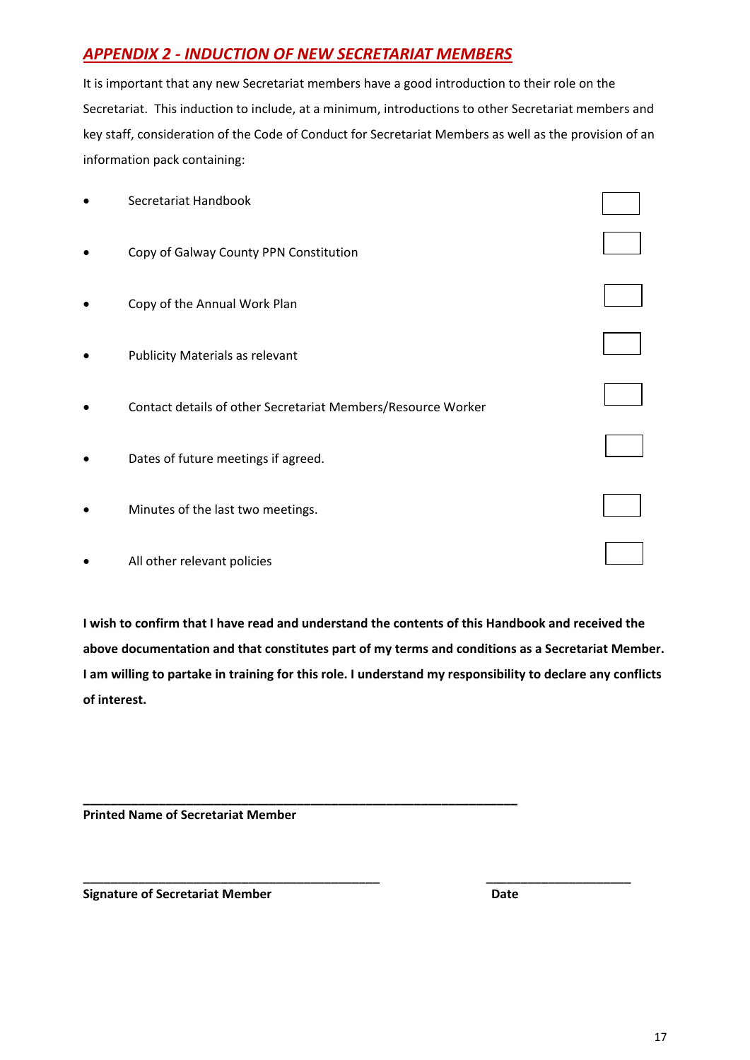## *APPENDIX 2 - INDUCTION OF NEW SECRETARIAT MEMBERS*

It is important that any new Secretariat members have a good introduction to their role on the Secretariat. This induction to include, at a minimum, introductions to other Secretariat members and key staff, consideration of the Code of Conduct for Secretariat Members as well as the provision of an information pack containing:

- Secretariat Handbook ☐
- Copy of Galway County PPN Constitution ☐
- Copy of the Annual Work Plan ☐
- Publicity Materials as relevant ☐
- Contact details of other Secretariat Members/Resource Worker ☐
- Dates of future meetings if agreed. ☐
- Minutes of the last two meetings. ☐
- All other relevant policies ☐

**I wish to confirm that I have read and understand the contents of this Handbook and received the above documentation and that constitutes part of my terms and conditions as a Secretariat Member. I am willing to partake in training for this role. I understand my responsibility to declare any conflicts of interest.**

______________________________________________________________

**Printed Name of Secretariat Member**

__________________________________________ ____________________

**Signature of Secretariat Member** **Date**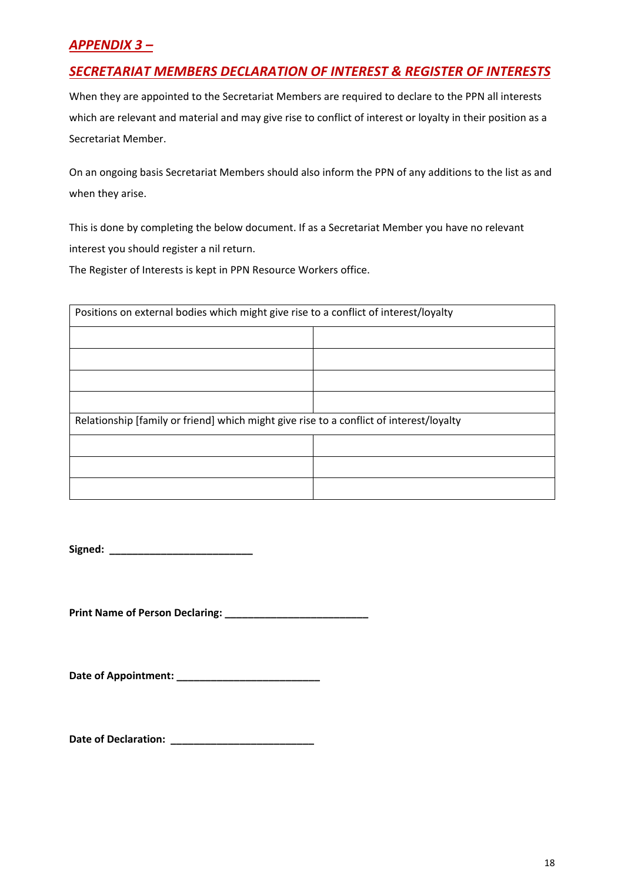## *APPENDIX 3 –*

## *SECRETARIAT MEMBERS DECLARATION OF INTEREST & REGISTER OF INTERESTS*

When they are appointed to the Secretariat Members are required to declare to the PPN all interests which are relevant and material and may give rise to conflict of interest or loyalty in their position as a Secretariat Member.

On an ongoing basis Secretariat Members should also inform the PPN of any additions to the list as and when they arise.

This is done by completing the below document. If as a Secretariat Member you have no relevant interest you should register a nil return.

The Register of Interests is kept in PPN Resource Workers office.

| | |
|---|---|
| Positions on external bodies which might give rise to a conflict of interest/loyalty | |
| | |
| | |
| | |
| | |
| Relationship [family or friend] which might give rise to a conflict of interest/loyalty | |
| | |
| | |
| | |

**Signed:** ________________________

**Print Name of Person Declaring:** ________________________

**Date of Appointment:** ________________________

**Date of Declaration:** ________________________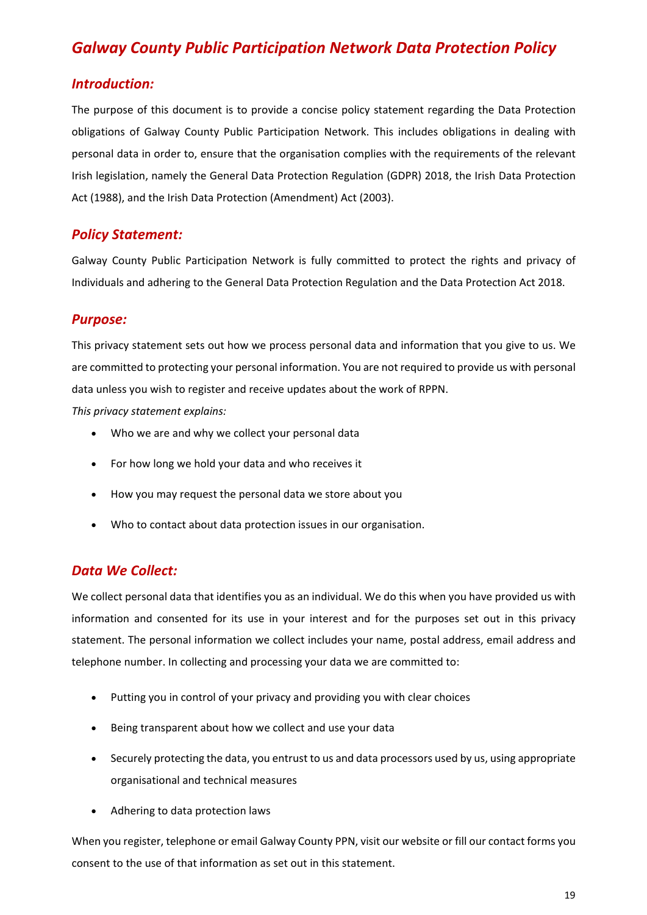# *Galway County Public Participation Network Data Protection Policy*

## *Introduction:*

The purpose of this document is to provide a concise policy statement regarding the Data Protection obligations of Galway County Public Participation Network. This includes obligations in dealing with personal data in order to, ensure that the organisation complies with the requirements of the relevant Irish legislation, namely the General Data Protection Regulation (GDPR) 2018, the Irish Data Protection Act (1988), and the Irish Data Protection (Amendment) Act (2003).

## *Policy Statement:*

Galway County Public Participation Network is fully committed to protect the rights and privacy of Individuals and adhering to the General Data Protection Regulation and the Data Protection Act 2018.

## *Purpose:*

This privacy statement sets out how we process personal data and information that you give to us. We are committed to protecting your personal information. You are not required to provide us with personal data unless you wish to register and receive updates about the work of RPPN.

*This privacy statement explains:*

- Who we are and why we collect your personal data
- For how long we hold your data and who receives it
- How you may request the personal data we store about you
- Who to contact about data protection issues in our organisation.

## *Data We Collect:*

We collect personal data that identifies you as an individual. We do this when you have provided us with information and consented for its use in your interest and for the purposes set out in this privacy statement. The personal information we collect includes your name, postal address, email address and telephone number. In collecting and processing your data we are committed to:

- Putting you in control of your privacy and providing you with clear choices
- Being transparent about how we collect and use your data
- Securely protecting the data, you entrust to us and data processors used by us, using appropriate organisational and technical measures
- Adhering to data protection laws

When you register, telephone or email Galway County PPN, visit our website or fill our contact forms you consent to the use of that information as set out in this statement.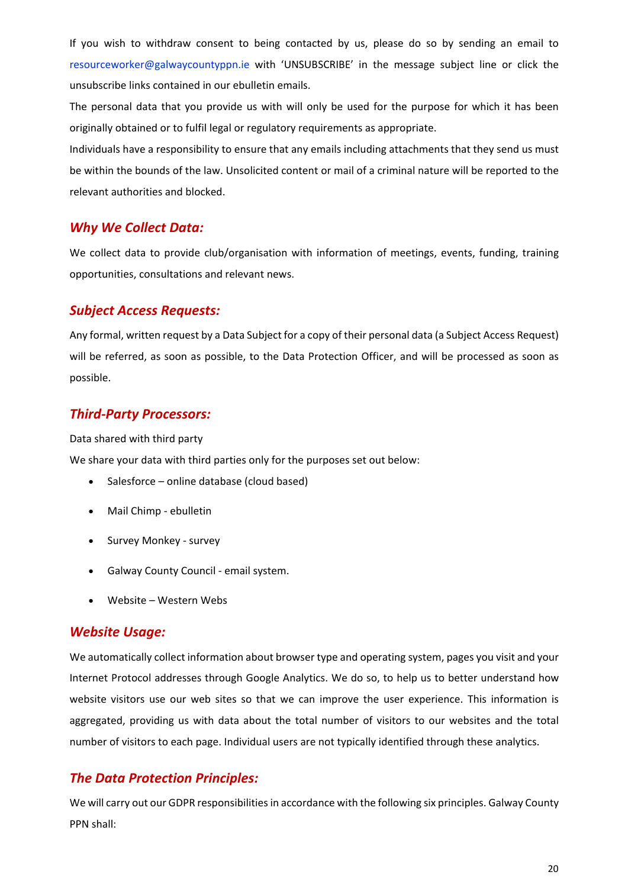If you wish to withdraw consent to being contacted by us, please do so by sending an email to resourceworker@galwaycountyppn.ie with 'UNSUBSCRIBE' in the message subject line or click the unsubscribe links contained in our ebulletin emails.

The personal data that you provide us with will only be used for the purpose for which it has been originally obtained or to fulfil legal or regulatory requirements as appropriate.

Individuals have a responsibility to ensure that any emails including attachments that they send us must be within the bounds of the law. Unsolicited content or mail of a criminal nature will be reported to the relevant authorities and blocked.

## *Why We Collect Data:*

We collect data to provide club/organisation with information of meetings, events, funding, training opportunities, consultations and relevant news.

## *Subject Access Requests:*

Any formal, written request by a Data Subject for a copy of their personal data (a Subject Access Request) will be referred, as soon as possible, to the Data Protection Officer, and will be processed as soon as possible.

## *Third-Party Processors:*

Data shared with third party

We share your data with third parties only for the purposes set out below:

- Salesforce – online database (cloud based)
- Mail Chimp - ebulletin
- Survey Monkey - survey
- Galway County Council - email system.
- Website – Western Webs

## *Website Usage:*

We automatically collect information about browser type and operating system, pages you visit and your Internet Protocol addresses through Google Analytics. We do so, to help us to better understand how website visitors use our web sites so that we can improve the user experience. This information is aggregated, providing us with data about the total number of visitors to our websites and the total number of visitors to each page. Individual users are not typically identified through these analytics.

## *The Data Protection Principles:*

We will carry out our GDPR responsibilities in accordance with the following six principles. Galway County PPN shall: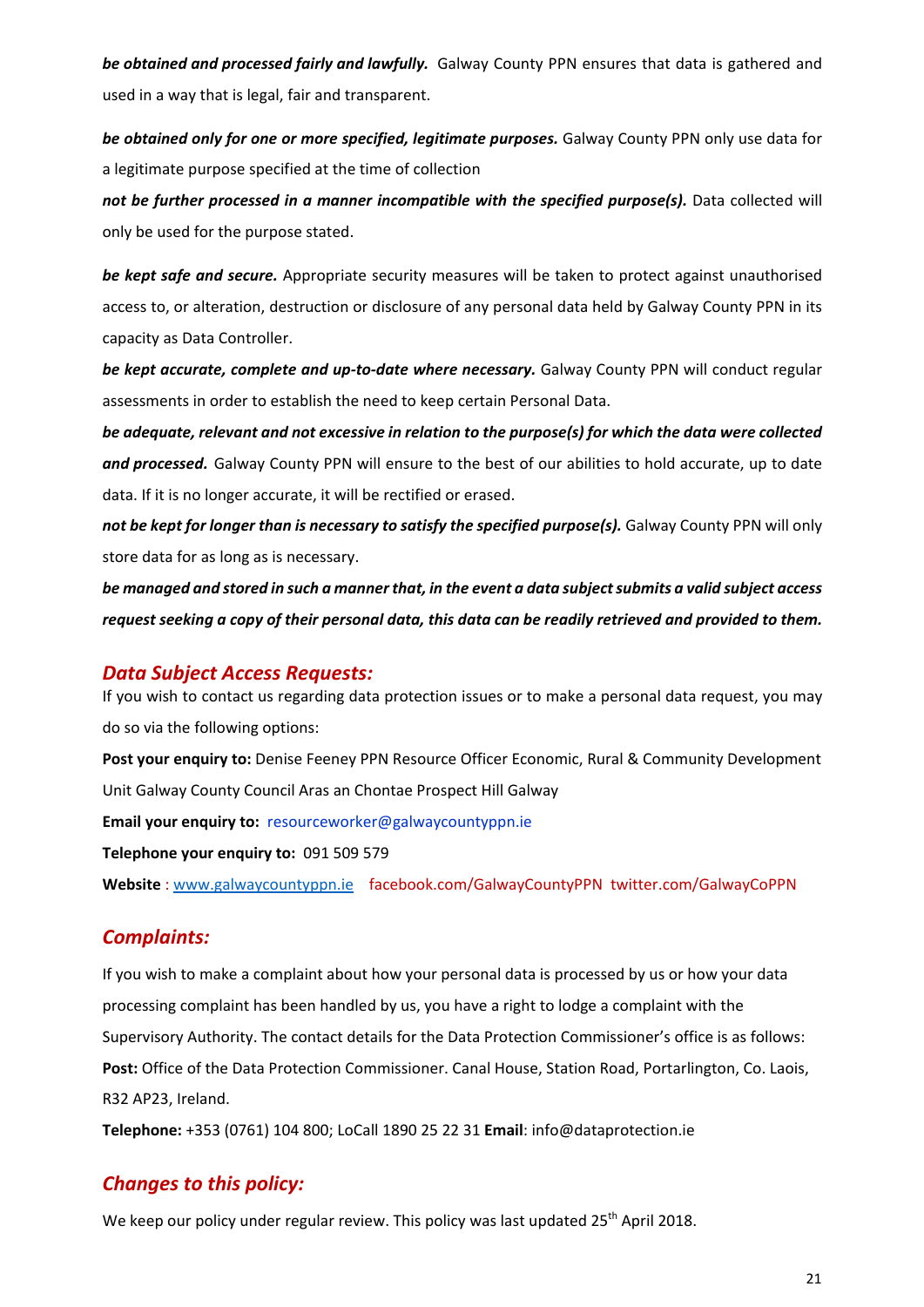***be obtained and processed fairly and lawfully.*** Galway County PPN ensures that data is gathered and used in a way that is legal, fair and transparent.

***be obtained only for one or more specified, legitimate purposes.*** Galway County PPN only use data for a legitimate purpose specified at the time of collection

***not be further processed in a manner incompatible with the specified purpose(s).*** Data collected will only be used for the purpose stated.

***be kept safe and secure.*** Appropriate security measures will be taken to protect against unauthorised access to, or alteration, destruction or disclosure of any personal data held by Galway County PPN in its capacity as Data Controller.

***be kept accurate, complete and up-to-date where necessary.*** Galway County PPN will conduct regular assessments in order to establish the need to keep certain Personal Data.

***be adequate, relevant and not excessive in relation to the purpose(s) for which the data were collected and processed.*** Galway County PPN will ensure to the best of our abilities to hold accurate, up to date data. If it is no longer accurate, it will be rectified or erased.

***not be kept for longer than is necessary to satisfy the specified purpose(s).*** Galway County PPN will only store data for as long as is necessary.

***be managed and stored in such a manner that, in the event a data subject submits a valid subject access request seeking a copy of their personal data, this data can be readily retrieved and provided to them.***

## *Data Subject Access Requests:*

If you wish to contact us regarding data protection issues or to make a personal data request, you may do so via the following options:

**Post your enquiry to:** Denise Feeney PPN Resource Officer Economic, Rural & Community Development Unit Galway County Council Aras an Chontae Prospect Hill Galway

**Email your enquiry to:** resourceworker@galwaycountyppn.ie

**Telephone your enquiry to:** 091 509 579

**Website** : www.galwaycountyppn.ie facebook.com/GalwayCountyPPN twitter.com/GalwayCoPPN

## *Complaints:*

If you wish to make a complaint about how your personal data is processed by us or how your data processing complaint has been handled by us, you have a right to lodge a complaint with the Supervisory Authority. The contact details for the Data Protection Commissioner's office is as follows:

**Post:** Office of the Data Protection Commissioner. Canal House, Station Road, Portarlington, Co. Laois, R32 AP23, Ireland.

**Telephone:** +353 (0761) 104 800; LoCall 1890 25 22 31 **Email**: info@dataprotection.ie

## *Changes to this policy:*

We keep our policy under regular review. This policy was last updated 25th April 2018.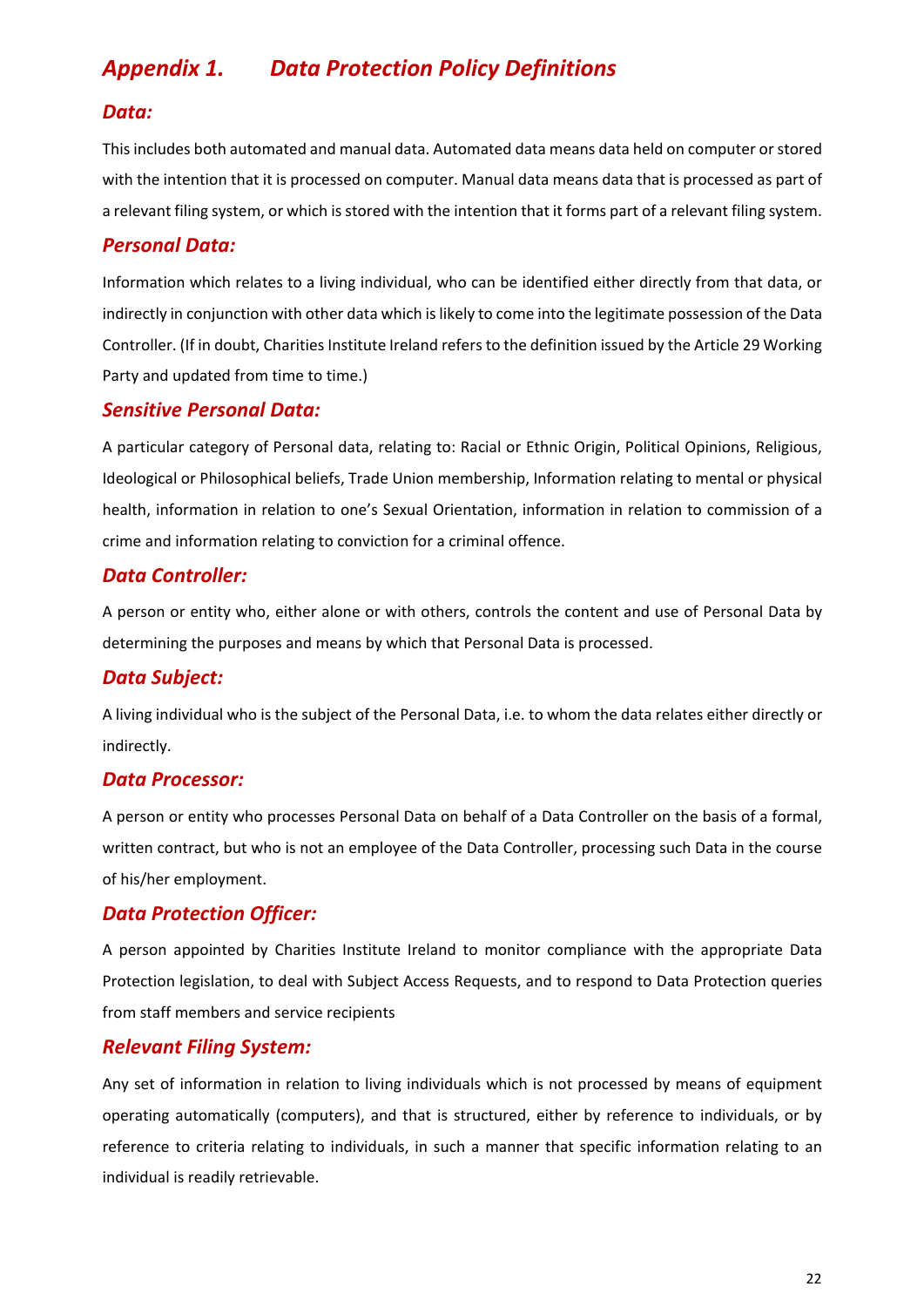# *Appendix 1. Data Protection Policy Definitions*

## *Data:*

This includes both automated and manual data. Automated data means data held on computer or stored with the intention that it is processed on computer. Manual data means data that is processed as part of a relevant filing system, or which is stored with the intention that it forms part of a relevant filing system.

## *Personal Data:*

Information which relates to a living individual, who can be identified either directly from that data, or indirectly in conjunction with other data which is likely to come into the legitimate possession of the Data Controller. (If in doubt, Charities Institute Ireland refers to the definition issued by the Article 29 Working Party and updated from time to time.)

## *Sensitive Personal Data:*

A particular category of Personal data, relating to: Racial or Ethnic Origin, Political Opinions, Religious, Ideological or Philosophical beliefs, Trade Union membership, Information relating to mental or physical health, information in relation to one's Sexual Orientation, information in relation to commission of a crime and information relating to conviction for a criminal offence.

## *Data Controller:*

A person or entity who, either alone or with others, controls the content and use of Personal Data by determining the purposes and means by which that Personal Data is processed.

## *Data Subject:*

A living individual who is the subject of the Personal Data, i.e. to whom the data relates either directly or indirectly.

## *Data Processor:*

A person or entity who processes Personal Data on behalf of a Data Controller on the basis of a formal, written contract, but who is not an employee of the Data Controller, processing such Data in the course of his/her employment.

## *Data Protection Officer:*

A person appointed by Charities Institute Ireland to monitor compliance with the appropriate Data Protection legislation, to deal with Subject Access Requests, and to respond to Data Protection queries from staff members and service recipients

## *Relevant Filing System:*

Any set of information in relation to living individuals which is not processed by means of equipment operating automatically (computers), and that is structured, either by reference to individuals, or by reference to criteria relating to individuals, in such a manner that specific information relating to an individual is readily retrievable.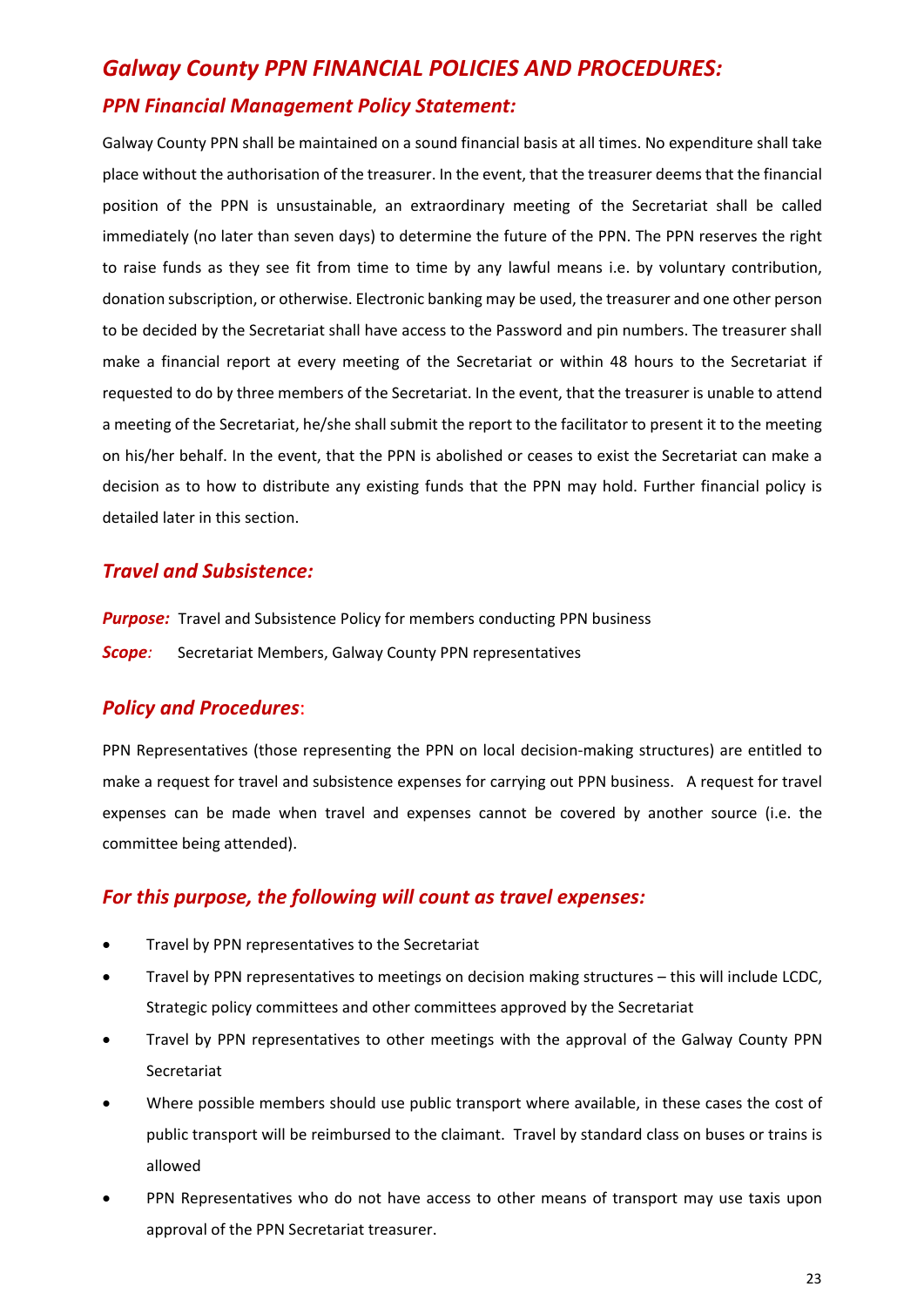# *Galway County PPN FINANCIAL POLICIES AND PROCEDURES:*

## *PPN Financial Management Policy Statement:*

Galway County PPN shall be maintained on a sound financial basis at all times. No expenditure shall take place without the authorisation of the treasurer. In the event, that the treasurer deems that the financial position of the PPN is unsustainable, an extraordinary meeting of the Secretariat shall be called immediately (no later than seven days) to determine the future of the PPN. The PPN reserves the right to raise funds as they see fit from time to time by any lawful means i.e. by voluntary contribution, donation subscription, or otherwise. Electronic banking may be used, the treasurer and one other person to be decided by the Secretariat shall have access to the Password and pin numbers. The treasurer shall make a financial report at every meeting of the Secretariat or within 48 hours to the Secretariat if requested to do by three members of the Secretariat. In the event, that the treasurer is unable to attend a meeting of the Secretariat, he/she shall submit the report to the facilitator to present it to the meeting on his/her behalf. In the event, that the PPN is abolished or ceases to exist the Secretariat can make a decision as to how to distribute any existing funds that the PPN may hold. Further financial policy is detailed later in this section.

## *Travel and Subsistence:*

***Purpose:*** Travel and Subsistence Policy for members conducting PPN business

***Scope:*** Secretariat Members, Galway County PPN representatives

## *Policy and Procedures*:

PPN Representatives (those representing the PPN on local decision-making structures) are entitled to make a request for travel and subsistence expenses for carrying out PPN business. A request for travel expenses can be made when travel and expenses cannot be covered by another source (i.e. the committee being attended).

## *For this purpose, the following will count as travel expenses:*

- Travel by PPN representatives to the Secretariat
- Travel by PPN representatives to meetings on decision making structures – this will include LCDC, Strategic policy committees and other committees approved by the Secretariat
- Travel by PPN representatives to other meetings with the approval of the Galway County PPN Secretariat
- Where possible members should use public transport where available, in these cases the cost of public transport will be reimbursed to the claimant. Travel by standard class on buses or trains is allowed
- PPN Representatives who do not have access to other means of transport may use taxis upon approval of the PPN Secretariat treasurer.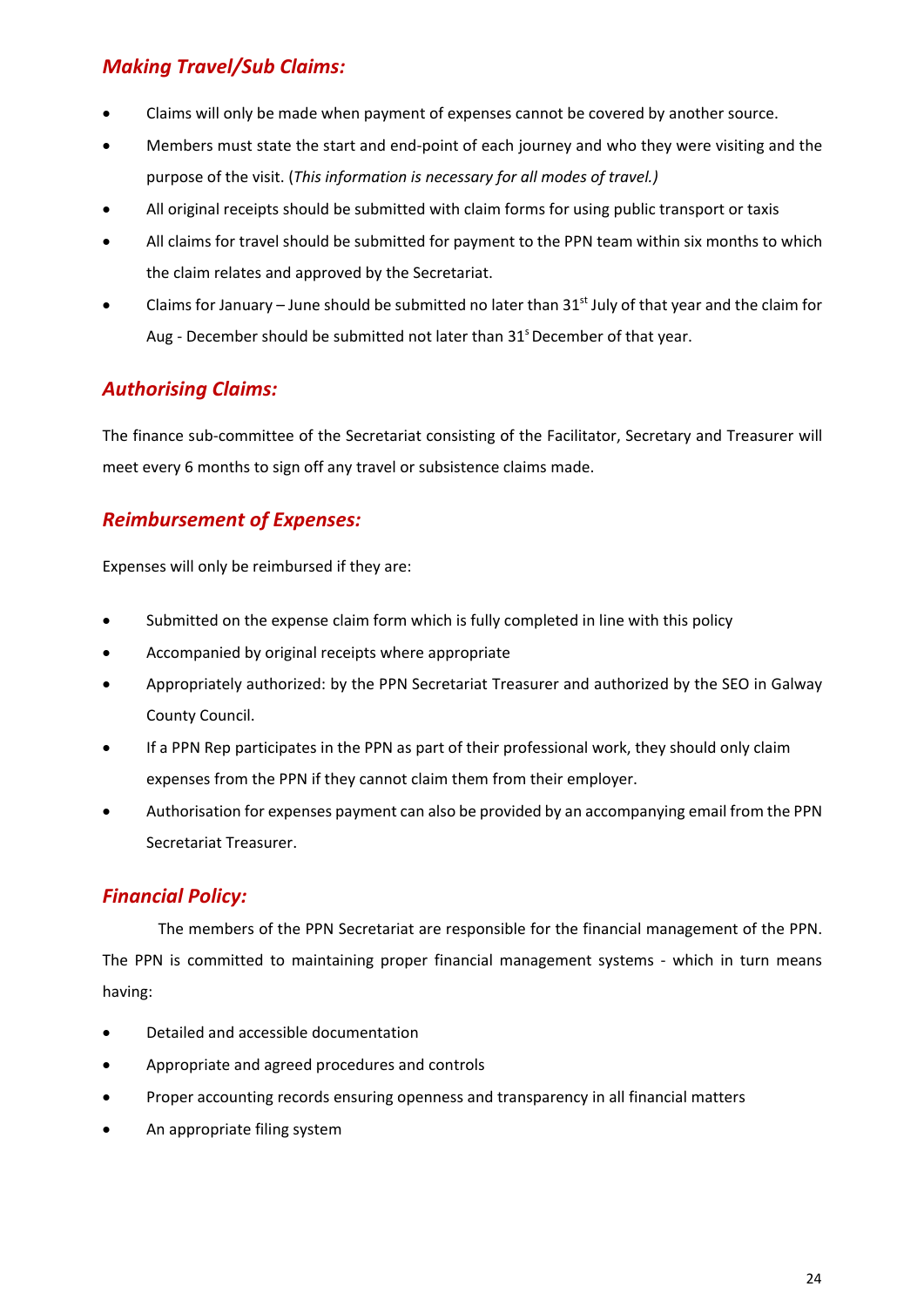## *Making Travel/Sub Claims:*

- Claims will only be made when payment of expenses cannot be covered by another source.
- Members must state the start and end-point of each journey and who they were visiting and the purpose of the visit. (*This information is necessary for all modes of travel.)*
- All original receipts should be submitted with claim forms for using public transport or taxis
- All claims for travel should be submitted for payment to the PPN team within six months to which the claim relates and approved by the Secretariat.
- Claims for January – June should be submitted no later than 31st July of that year and the claim for Aug - December should be submitted not later than 31s December of that year.

## *Authorising Claims:*

The finance sub-committee of the Secretariat consisting of the Facilitator, Secretary and Treasurer will meet every 6 months to sign off any travel or subsistence claims made.

## *Reimbursement of Expenses:*

Expenses will only be reimbursed if they are:

- Submitted on the expense claim form which is fully completed in line with this policy
- Accompanied by original receipts where appropriate
- Appropriately authorized: by the PPN Secretariat Treasurer and authorized by the SEO in Galway County Council.
- If a PPN Rep participates in the PPN as part of their professional work, they should only claim expenses from the PPN if they cannot claim them from their employer.
- Authorisation for expenses payment can also be provided by an accompanying email from the PPN Secretariat Treasurer.

## *Financial Policy:*

The members of the PPN Secretariat are responsible for the financial management of the PPN. The PPN is committed to maintaining proper financial management systems - which in turn means having:

- Detailed and accessible documentation
- Appropriate and agreed procedures and controls
- Proper accounting records ensuring openness and transparency in all financial matters
- An appropriate filing system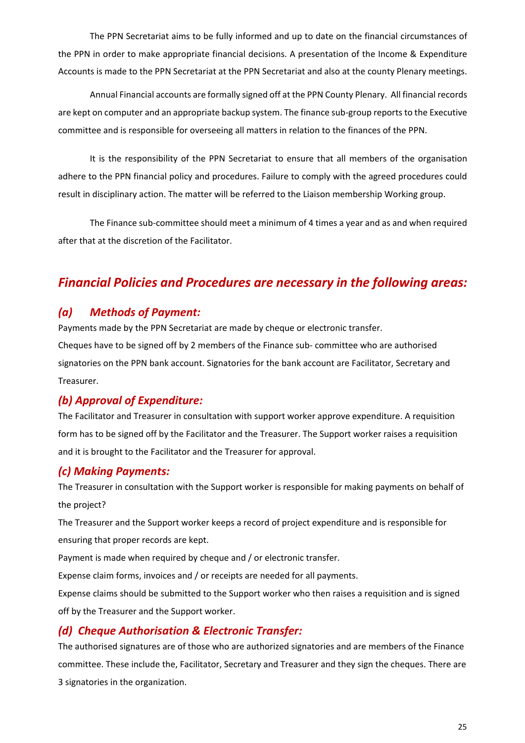The PPN Secretariat aims to be fully informed and up to date on the financial circumstances of the PPN in order to make appropriate financial decisions. A presentation of the Income & Expenditure Accounts is made to the PPN Secretariat at the PPN Secretariat and also at the county Plenary meetings.

Annual Financial accounts are formally signed off at the PPN County Plenary. All financial records are kept on computer and an appropriate backup system. The finance sub-group reports to the Executive committee and is responsible for overseeing all matters in relation to the finances of the PPN.

It is the responsibility of the PPN Secretariat to ensure that all members of the organisation adhere to the PPN financial policy and procedures. Failure to comply with the agreed procedures could result in disciplinary action. The matter will be referred to the Liaison membership Working group.

The Finance sub-committee should meet a minimum of 4 times a year and as and when required after that at the discretion of the Facilitator.

## *Financial Policies and Procedures are necessary in the following areas:*

### *(a) Methods of Payment:*

Payments made by the PPN Secretariat are made by cheque or electronic transfer.

Cheques have to be signed off by 2 members of the Finance sub- committee who are authorised signatories on the PPN bank account. Signatories for the bank account are Facilitator, Secretary and Treasurer.

### *(b) Approval of Expenditure:*

The Facilitator and Treasurer in consultation with support worker approve expenditure. A requisition form has to be signed off by the Facilitator and the Treasurer. The Support worker raises a requisition and it is brought to the Facilitator and the Treasurer for approval.

### *(c) Making Payments:*

The Treasurer in consultation with the Support worker is responsible for making payments on behalf of the project?

The Treasurer and the Support worker keeps a record of project expenditure and is responsible for ensuring that proper records are kept.

Payment is made when required by cheque and / or electronic transfer.

Expense claim forms, invoices and / or receipts are needed for all payments.

Expense claims should be submitted to the Support worker who then raises a requisition and is signed off by the Treasurer and the Support worker.

### *(d) Cheque Authorisation & Electronic Transfer:*

The authorised signatures are of those who are authorized signatories and are members of the Finance committee. These include the, Facilitator, Secretary and Treasurer and they sign the cheques. There are 3 signatories in the organization.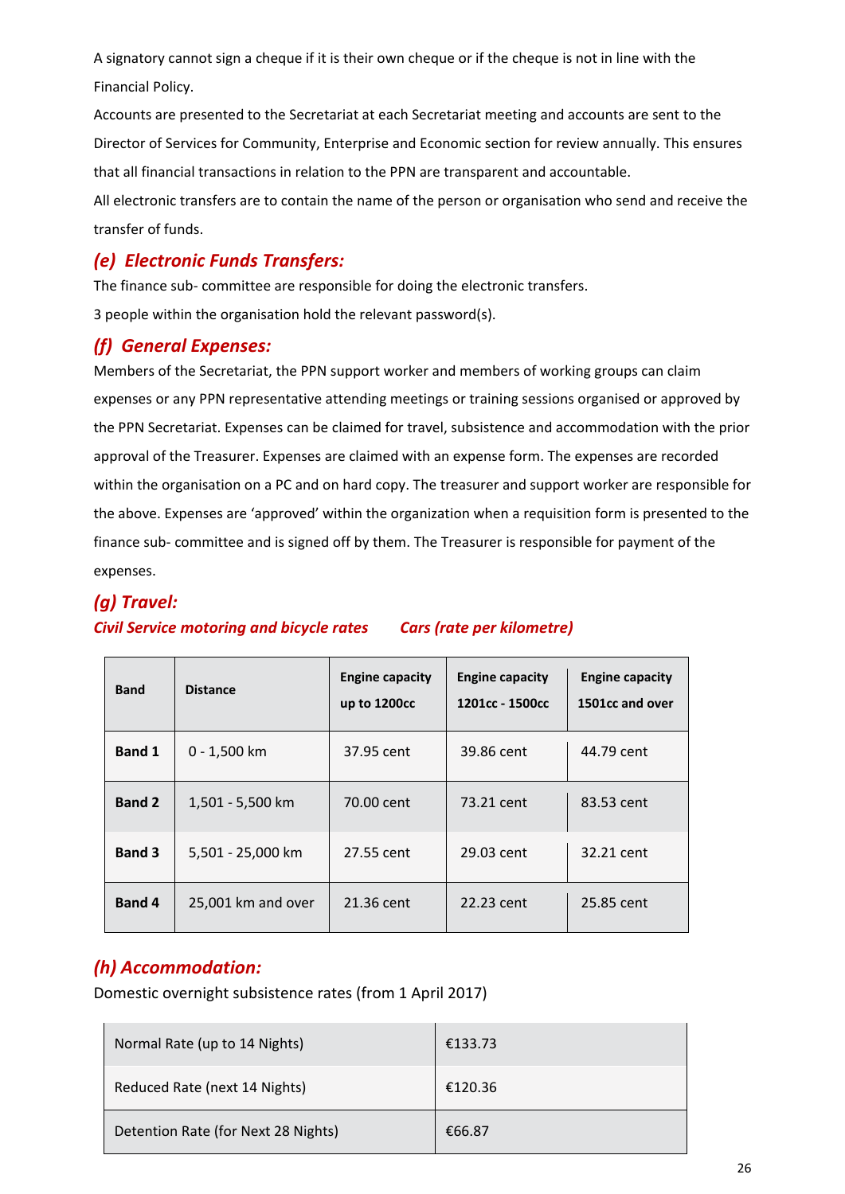A signatory cannot sign a cheque if it is their own cheque or if the cheque is not in line with the Financial Policy.

Accounts are presented to the Secretariat at each Secretariat meeting and accounts are sent to the Director of Services for Community, Enterprise and Economic section for review annually. This ensures that all financial transactions in relation to the PPN are transparent and accountable.

All electronic transfers are to contain the name of the person or organisation who send and receive the transfer of funds.

## *(e) Electronic Funds Transfers:*

The finance sub- committee are responsible for doing the electronic transfers.

3 people within the organisation hold the relevant password(s).

## *(f) General Expenses:*

Members of the Secretariat, the PPN support worker and members of working groups can claim expenses or any PPN representative attending meetings or training sessions organised or approved by the PPN Secretariat. Expenses can be claimed for travel, subsistence and accommodation with the prior approval of the Treasurer. Expenses are claimed with an expense form. The expenses are recorded within the organisation on a PC and on hard copy. The treasurer and support worker are responsible for the above. Expenses are 'approved' within the organization when a requisition form is presented to the finance sub- committee and is signed off by them. The Treasurer is responsible for payment of the expenses.

## *(g) Travel:*

***Civil Service motoring and bicycle rates Cars (rate per kilometre)***

| Band | Distance | Engine capacity up to 1200cc | Engine capacity 1201cc - 1500cc | Engine capacity 1501cc and over |
|---|---|---|---|---|
| **Band 1** | 0 - 1,500 km | 37.95 cent | 39.86 cent | 44.79 cent |
| **Band 2** | 1,501 - 5,500 km | 70.00 cent | 73.21 cent | 83.53 cent |
| **Band 3** | 5,501 - 25,000 km | 27.55 cent | 29.03 cent | 32.21 cent |
| **Band 4** | 25,001 km and over | 21.36 cent | 22.23 cent | 25.85 cent |

## *(h) Accommodation:*

Domestic overnight subsistence rates (from 1 April 2017)

| | |
|---|---|
| Normal Rate (up to 14 Nights) | €133.73 |
| Reduced Rate (next 14 Nights) | €120.36 |
| Detention Rate (for Next 28 Nights) | €66.87 |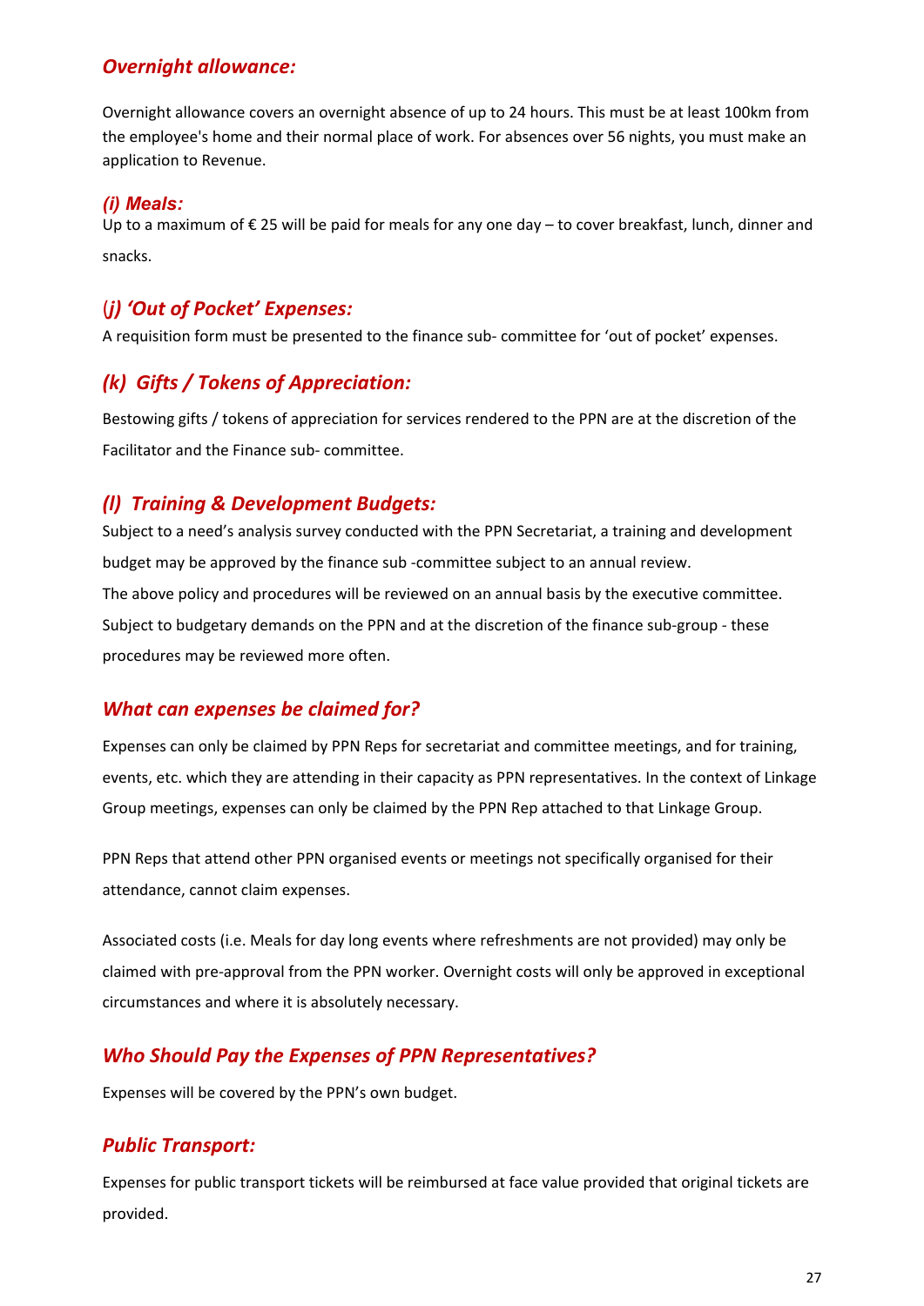## *Overnight allowance:*

Overnight allowance covers an overnight absence of up to 24 hours. This must be at least 100km from the employee's home and their normal place of work. For absences over 56 nights, you must make an application to Revenue.

### *(i) Meals:*

Up to a maximum of € 25 will be paid for meals for any one day – to cover breakfast, lunch, dinner and snacks.

## (*j) 'Out of Pocket' Expenses:*

A requisition form must be presented to the finance sub- committee for 'out of pocket' expenses.

## *(k) Gifts / Tokens of Appreciation:*

Bestowing gifts / tokens of appreciation for services rendered to the PPN are at the discretion of the Facilitator and the Finance sub- committee.

## *(l) Training & Development Budgets:*

Subject to a need's analysis survey conducted with the PPN Secretariat, a training and development budget may be approved by the finance sub -committee subject to an annual review.
The above policy and procedures will be reviewed on an annual basis by the executive committee. Subject to budgetary demands on the PPN and at the discretion of the finance sub-group - these procedures may be reviewed more often.

## *What can expenses be claimed for?*

Expenses can only be claimed by PPN Reps for secretariat and committee meetings, and for training, events, etc. which they are attending in their capacity as PPN representatives. In the context of Linkage Group meetings, expenses can only be claimed by the PPN Rep attached to that Linkage Group.

PPN Reps that attend other PPN organised events or meetings not specifically organised for their attendance, cannot claim expenses.

Associated costs (i.e. Meals for day long events where refreshments are not provided) may only be claimed with pre-approval from the PPN worker. Overnight costs will only be approved in exceptional circumstances and where it is absolutely necessary.

## *Who Should Pay the Expenses of PPN Representatives?*

Expenses will be covered by the PPN's own budget.

## *Public Transport:*

Expenses for public transport tickets will be reimbursed at face value provided that original tickets are provided.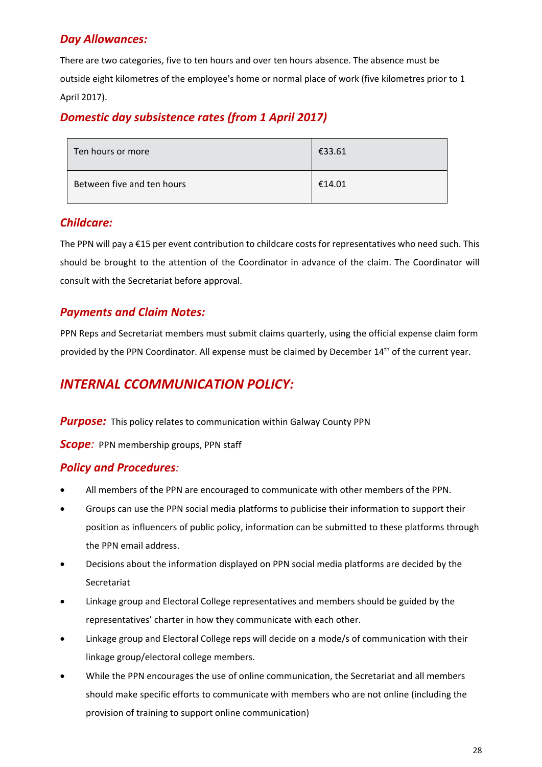### *Day Allowances:*

There are two categories, five to ten hours and over ten hours absence. The absence must be outside eight kilometres of the employee's home or normal place of work (five kilometres prior to 1 April 2017).

### *Domestic day subsistence rates (from 1 April 2017)*

| | |
|---|---|
| Ten hours or more | €33.61 |
| Between five and ten hours | €14.01 |

### *Childcare:*

The PPN will pay a €15 per event contribution to childcare costs for representatives who need such. This should be brought to the attention of the Coordinator in advance of the claim. The Coordinator will consult with the Secretariat before approval.

### *Payments and Claim Notes:*

PPN Reps and Secretariat members must submit claims quarterly, using the official expense claim form provided by the PPN Coordinator. All expense must be claimed by December 14th of the current year.

## *INTERNAL CCOMMUNICATION POLICY:*

***Purpose:*** This policy relates to communication within Galway County PPN

***Scope**:* PPN membership groups, PPN staff

### *Policy and Procedures:*

- All members of the PPN are encouraged to communicate with other members of the PPN.
- Groups can use the PPN social media platforms to publicise their information to support their position as influencers of public policy, information can be submitted to these platforms through the PPN email address.
- Decisions about the information displayed on PPN social media platforms are decided by the Secretariat
- Linkage group and Electoral College representatives and members should be guided by the representatives' charter in how they communicate with each other.
- Linkage group and Electoral College reps will decide on a mode/s of communication with their linkage group/electoral college members.
- While the PPN encourages the use of online communication, the Secretariat and all members should make specific efforts to communicate with members who are not online (including the provision of training to support online communication)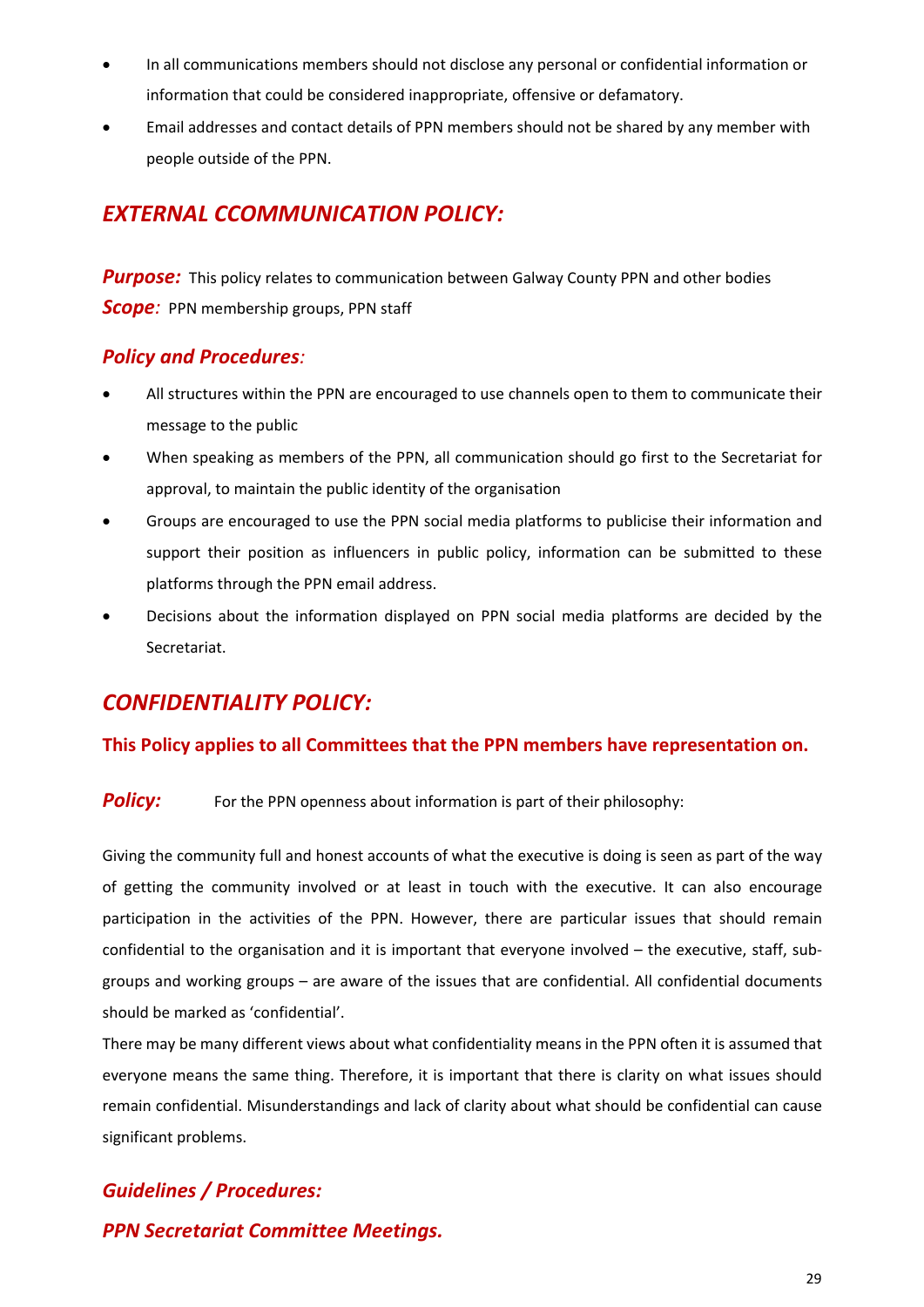- In all communications members should not disclose any personal or confidential information or information that could be considered inappropriate, offensive or defamatory.
- Email addresses and contact details of PPN members should not be shared by any member with people outside of the PPN.

## *EXTERNAL CCOMMUNICATION POLICY:*

***Purpose:*** This policy relates to communication between Galway County PPN and other bodies

***Scope**:* PPN membership groups, PPN staff

### *Policy and Procedures:*

- All structures within the PPN are encouraged to use channels open to them to communicate their message to the public
- When speaking as members of the PPN, all communication should go first to the Secretariat for approval, to maintain the public identity of the organisation
- Groups are encouraged to use the PPN social media platforms to publicise their information and support their position as influencers in public policy, information can be submitted to these platforms through the PPN email address.
- Decisions about the information displayed on PPN social media platforms are decided by the Secretariat.

## *CONFIDENTIALITY POLICY:*

**This Policy applies to all Committees that the PPN members have representation on.**

***Policy:*** For the PPN openness about information is part of their philosophy:

Giving the community full and honest accounts of what the executive is doing is seen as part of the way of getting the community involved or at least in touch with the executive. It can also encourage participation in the activities of the PPN. However, there are particular issues that should remain confidential to the organisation and it is important that everyone involved – the executive, staff, sub-groups and working groups – are aware of the issues that are confidential. All confidential documents should be marked as 'confidential'.

There may be many different views about what confidentiality means in the PPN often it is assumed that everyone means the same thing. Therefore, it is important that there is clarity on what issues should remain confidential. Misunderstandings and lack of clarity about what should be confidential can cause significant problems.

### *Guidelines / Procedures:*

### *PPN Secretariat Committee Meetings.*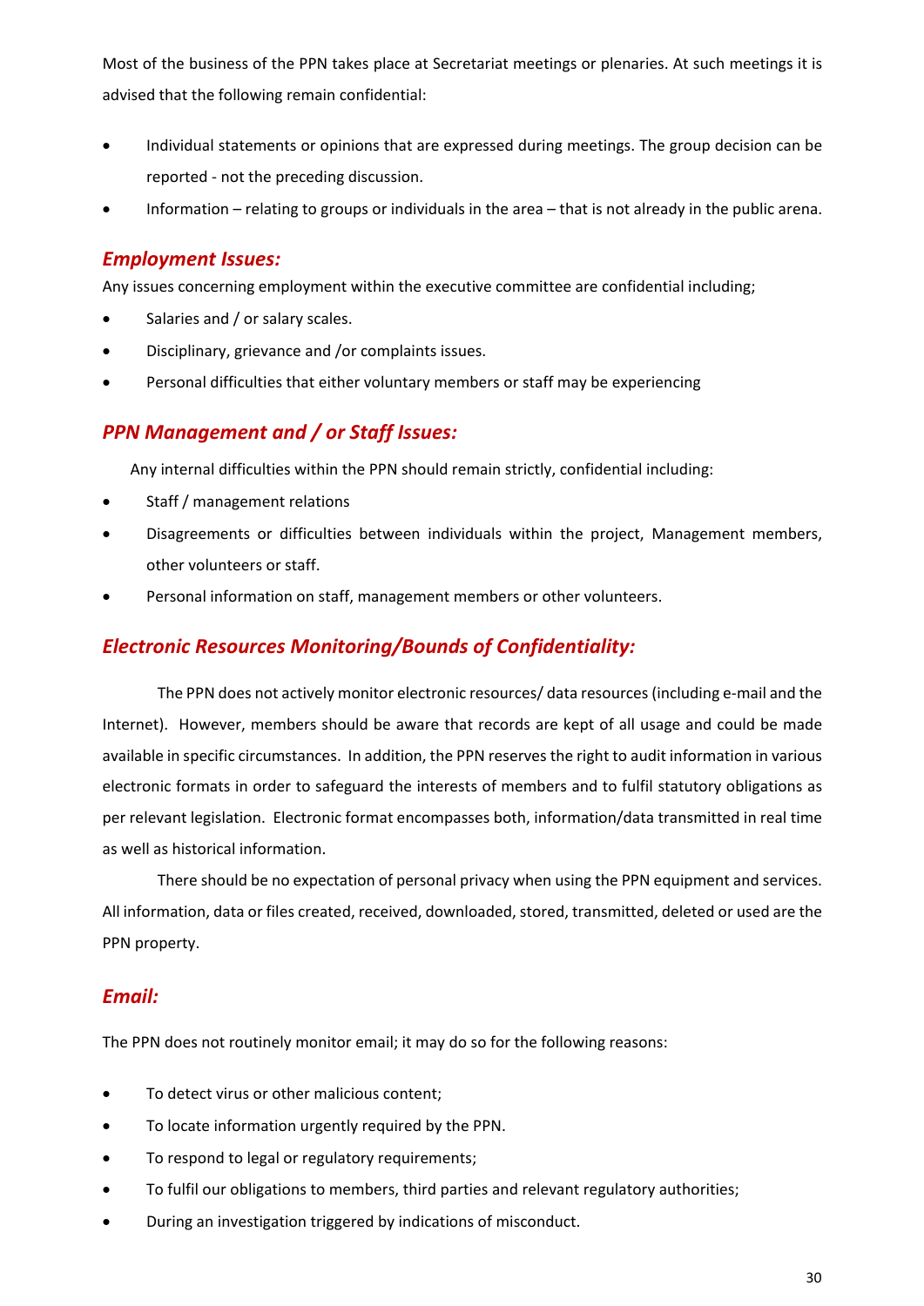Most of the business of the PPN takes place at Secretariat meetings or plenaries. At such meetings it is advised that the following remain confidential:

- Individual statements or opinions that are expressed during meetings. The group decision can be reported - not the preceding discussion.
- Information – relating to groups or individuals in the area – that is not already in the public arena.

## *Employment Issues:*

Any issues concerning employment within the executive committee are confidential including;

- Salaries and / or salary scales.
- Disciplinary, grievance and /or complaints issues.
- Personal difficulties that either voluntary members or staff may be experiencing

## *PPN Management and / or Staff Issues:*

Any internal difficulties within the PPN should remain strictly, confidential including:

- Staff / management relations
- Disagreements or difficulties between individuals within the project, Management members, other volunteers or staff.
- Personal information on staff, management members or other volunteers.

## *Electronic Resources Monitoring/Bounds of Confidentiality:*

The PPN does not actively monitor electronic resources/ data resources (including e-mail and the Internet). However, members should be aware that records are kept of all usage and could be made available in specific circumstances. In addition, the PPN reserves the right to audit information in various electronic formats in order to safeguard the interests of members and to fulfil statutory obligations as per relevant legislation. Electronic format encompasses both, information/data transmitted in real time as well as historical information.

There should be no expectation of personal privacy when using the PPN equipment and services. All information, data or files created, received, downloaded, stored, transmitted, deleted or used are the PPN property.

## *Email:*

The PPN does not routinely monitor email; it may do so for the following reasons:

- To detect virus or other malicious content;
- To locate information urgently required by the PPN.
- To respond to legal or regulatory requirements;
- To fulfil our obligations to members, third parties and relevant regulatory authorities;
- During an investigation triggered by indications of misconduct.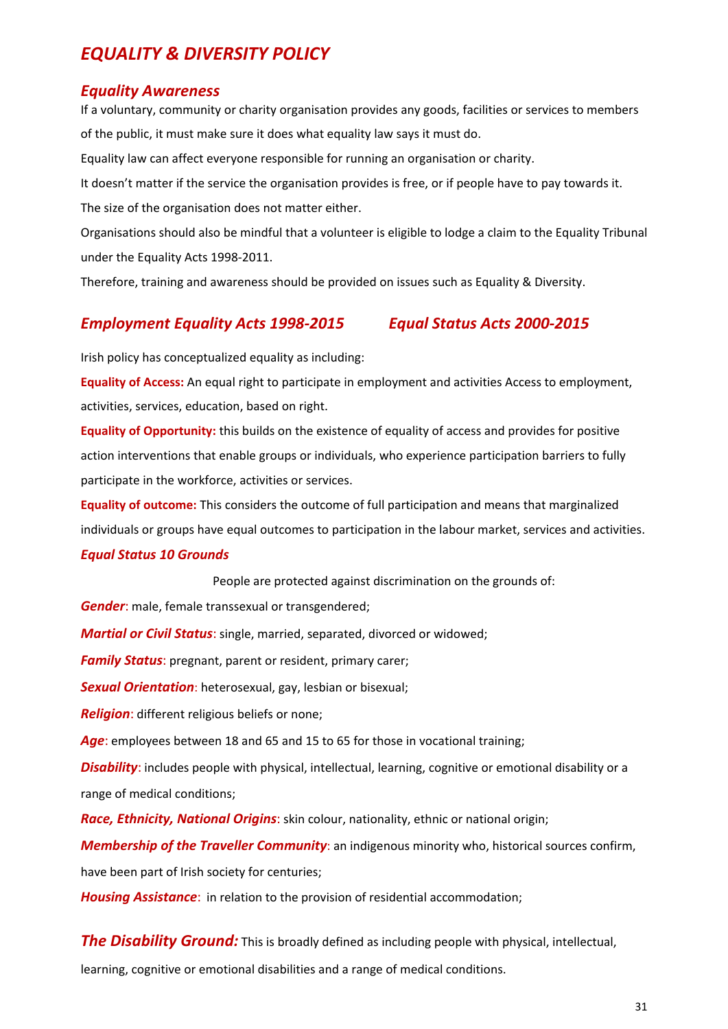# *EQUALITY & DIVERSITY POLICY*

## *Equality Awareness*

If a voluntary, community or charity organisation provides any goods, facilities or services to members of the public, it must make sure it does what equality law says it must do.

Equality law can affect everyone responsible for running an organisation or charity.

It doesn't matter if the service the organisation provides is free, or if people have to pay towards it.

The size of the organisation does not matter either.

Organisations should also be mindful that a volunteer is eligible to lodge a claim to the Equality Tribunal under the Equality Acts 1998-2011.

Therefore, training and awareness should be provided on issues such as Equality & Diversity.

## *Employment Equality Acts 1998-2015* *Equal Status Acts 2000-2015*

Irish policy has conceptualized equality as including:

**Equality of Access:** An equal right to participate in employment and activities Access to employment, activities, services, education, based on right.

**Equality of Opportunity:** this builds on the existence of equality of access and provides for positive action interventions that enable groups or individuals, who experience participation barriers to fully participate in the workforce, activities or services.

**Equality of outcome:** This considers the outcome of full participation and means that marginalized individuals or groups have equal outcomes to participation in the labour market, services and activities.

### *Equal Status 10 Grounds*

People are protected against discrimination on the grounds of:

***Gender***: male, female transsexual or transgendered;

***Martial or Civil Status***: single, married, separated, divorced or widowed;

***Family Status***: pregnant, parent or resident, primary carer;

***Sexual Orientation***: heterosexual, gay, lesbian or bisexual;

***Religion***: different religious beliefs or none;

***Age***: employees between 18 and 65 and 15 to 65 for those in vocational training;

***Disability***: includes people with physical, intellectual, learning, cognitive or emotional disability or a range of medical conditions;

***Race, Ethnicity, National Origins***: skin colour, nationality, ethnic or national origin;

***Membership of the Traveller Community***: an indigenous minority who, historical sources confirm, have been part of Irish society for centuries;

***Housing Assistance***: in relation to the provision of residential accommodation;

***The Disability Ground:*** This is broadly defined as including people with physical, intellectual, learning, cognitive or emotional disabilities and a range of medical conditions.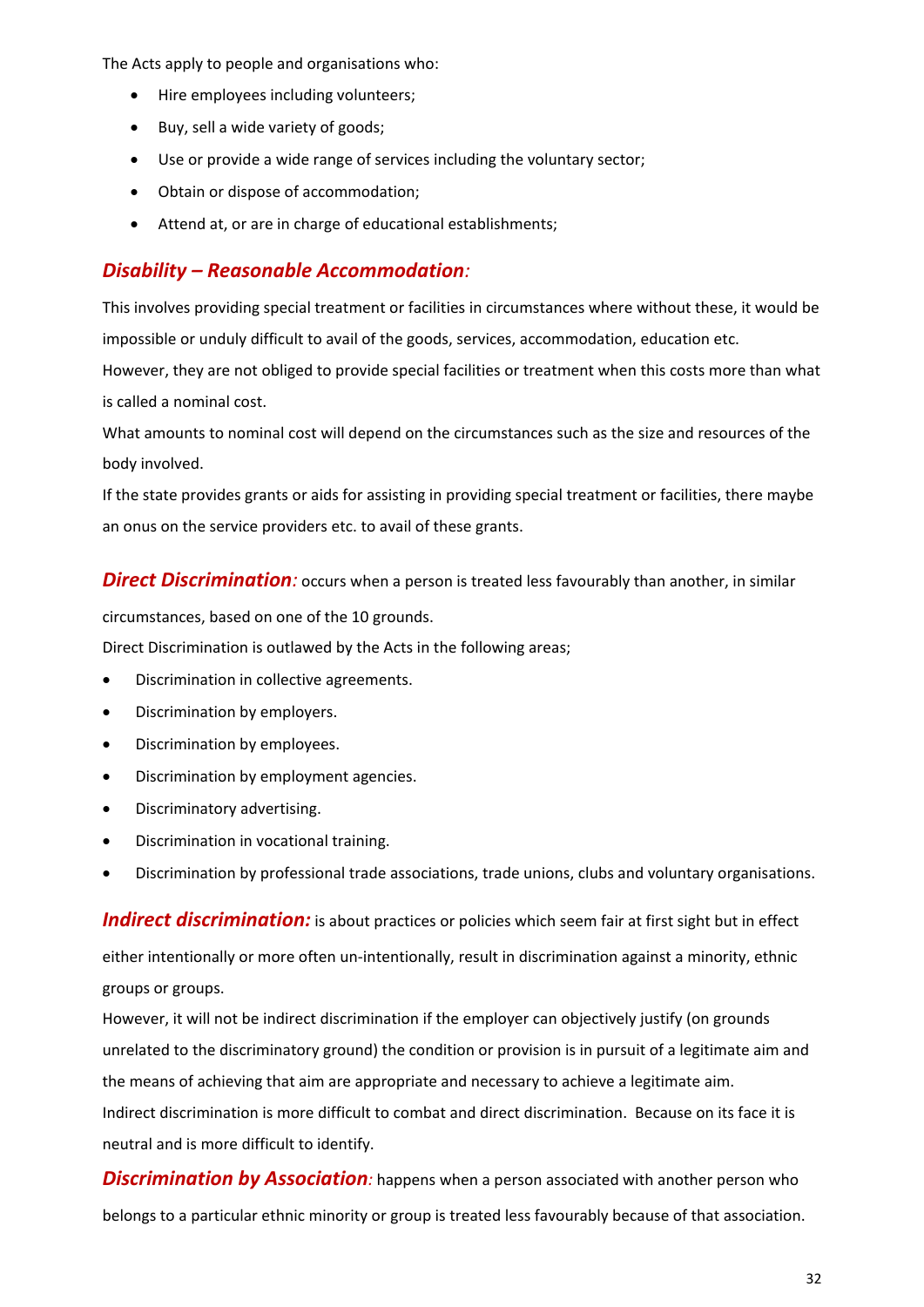The Acts apply to people and organisations who:

- Hire employees including volunteers;
- Buy, sell a wide variety of goods;
- Use or provide a wide range of services including the voluntary sector;
- Obtain or dispose of accommodation;
- Attend at, or are in charge of educational establishments;

### *Disability – Reasonable Accommodation:*

This involves providing special treatment or facilities in circumstances where without these, it would be impossible or unduly difficult to avail of the goods, services, accommodation, education etc.

However, they are not obliged to provide special facilities or treatment when this costs more than what is called a nominal cost.

What amounts to nominal cost will depend on the circumstances such as the size and resources of the body involved.

If the state provides grants or aids for assisting in providing special treatment or facilities, there maybe an onus on the service providers etc. to avail of these grants.

***Direct Discrimination:*** occurs when a person is treated less favourably than another, in similar circumstances, based on one of the 10 grounds.

Direct Discrimination is outlawed by the Acts in the following areas;

- Discrimination in collective agreements.
- Discrimination by employers.
- Discrimination by employees.
- Discrimination by employment agencies.
- Discriminatory advertising.
- Discrimination in vocational training.
- Discrimination by professional trade associations, trade unions, clubs and voluntary organisations.

***Indirect discrimination:*** is about practices or policies which seem fair at first sight but in effect either intentionally or more often un-intentionally, result in discrimination against a minority, ethnic groups or groups.

However, it will not be indirect discrimination if the employer can objectively justify (on grounds unrelated to the discriminatory ground) the condition or provision is in pursuit of a legitimate aim and the means of achieving that aim are appropriate and necessary to achieve a legitimate aim.

Indirect discrimination is more difficult to combat and direct discrimination. Because on its face it is neutral and is more difficult to identify.

***Discrimination by Association:*** happens when a person associated with another person who belongs to a particular ethnic minority or group is treated less favourably because of that association.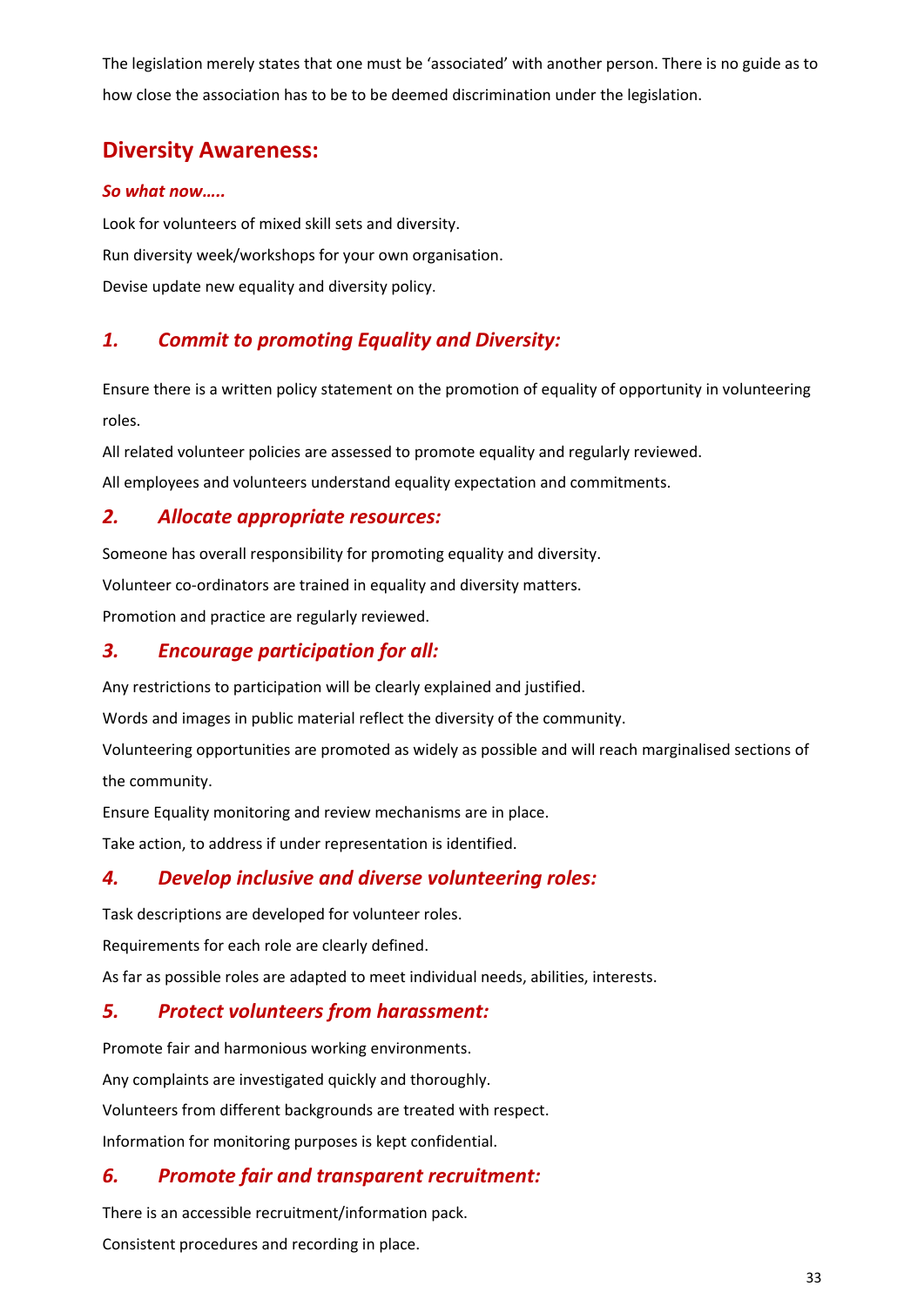The legislation merely states that one must be 'associated' with another person. There is no guide as to how close the association has to be to be deemed discrimination under the legislation.

## Diversity Awareness:

***So what now…..***

Look for volunteers of mixed skill sets and diversity.

Run diversity week/workshops for your own organisation.

Devise update new equality and diversity policy.

### *1. Commit to promoting Equality and Diversity:*

Ensure there is a written policy statement on the promotion of equality of opportunity in volunteering roles.

All related volunteer policies are assessed to promote equality and regularly reviewed.

All employees and volunteers understand equality expectation and commitments.

### *2. Allocate appropriate resources:*

Someone has overall responsibility for promoting equality and diversity.

Volunteer co-ordinators are trained in equality and diversity matters.

Promotion and practice are regularly reviewed.

### *3. Encourage participation for all:*

Any restrictions to participation will be clearly explained and justified.

Words and images in public material reflect the diversity of the community.

Volunteering opportunities are promoted as widely as possible and will reach marginalised sections of the community.

Ensure Equality monitoring and review mechanisms are in place.

Take action, to address if under representation is identified.

### *4. Develop inclusive and diverse volunteering roles:*

Task descriptions are developed for volunteer roles.

Requirements for each role are clearly defined.

As far as possible roles are adapted to meet individual needs, abilities, interests.

### *5. Protect volunteers from harassment:*

Promote fair and harmonious working environments.

Any complaints are investigated quickly and thoroughly.

Volunteers from different backgrounds are treated with respect.

Information for monitoring purposes is kept confidential.

### *6. Promote fair and transparent recruitment:*

There is an accessible recruitment/information pack.

Consistent procedures and recording in place.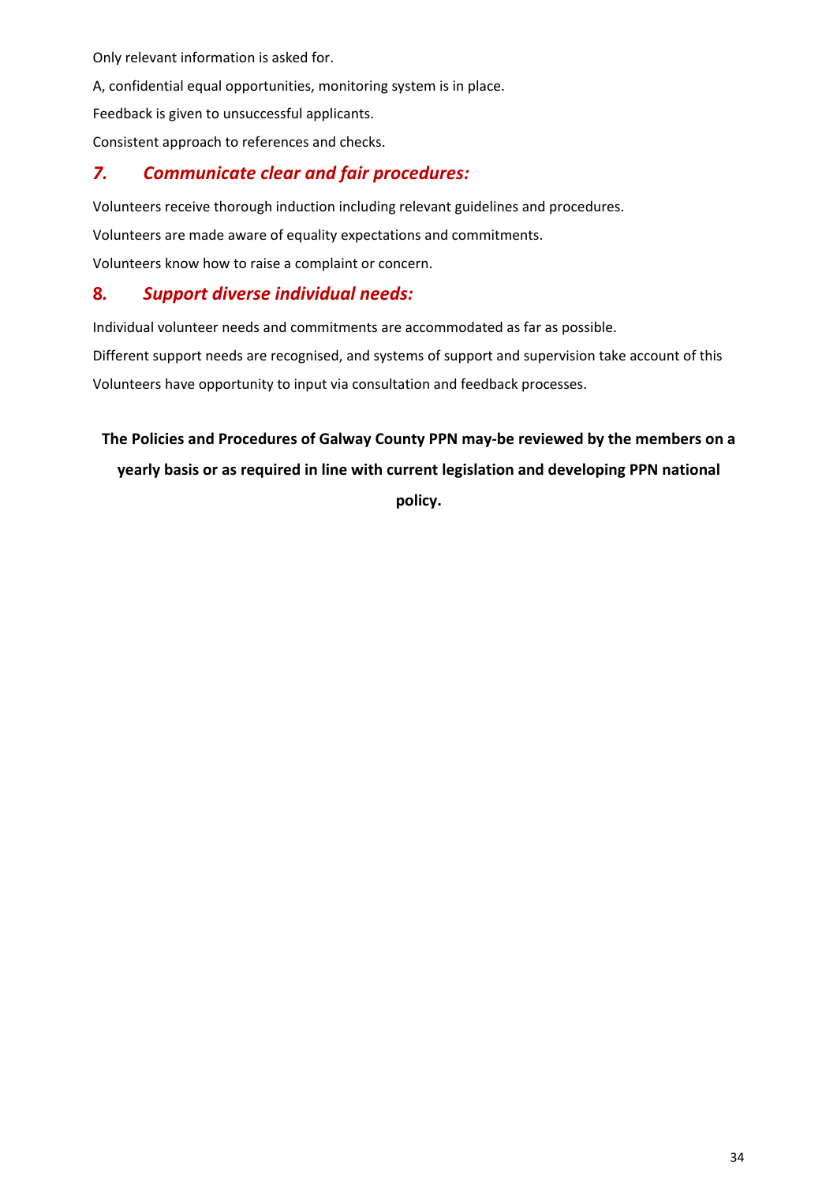Only relevant information is asked for.

A, confidential equal opportunities, monitoring system is in place.

Feedback is given to unsuccessful applicants.

Consistent approach to references and checks.

## *7. Communicate clear and fair procedures:*

Volunteers receive thorough induction including relevant guidelines and procedures.

Volunteers are made aware of equality expectations and commitments.

Volunteers know how to raise a complaint or concern.

## 8. *Support diverse individual needs:*

Individual volunteer needs and commitments are accommodated as far as possible.

Different support needs are recognised, and systems of support and supervision take account of this

Volunteers have opportunity to input via consultation and feedback processes.

**The Policies and Procedures of Galway County PPN may-be reviewed by the members on a yearly basis or as required in line with current legislation and developing PPN national policy.**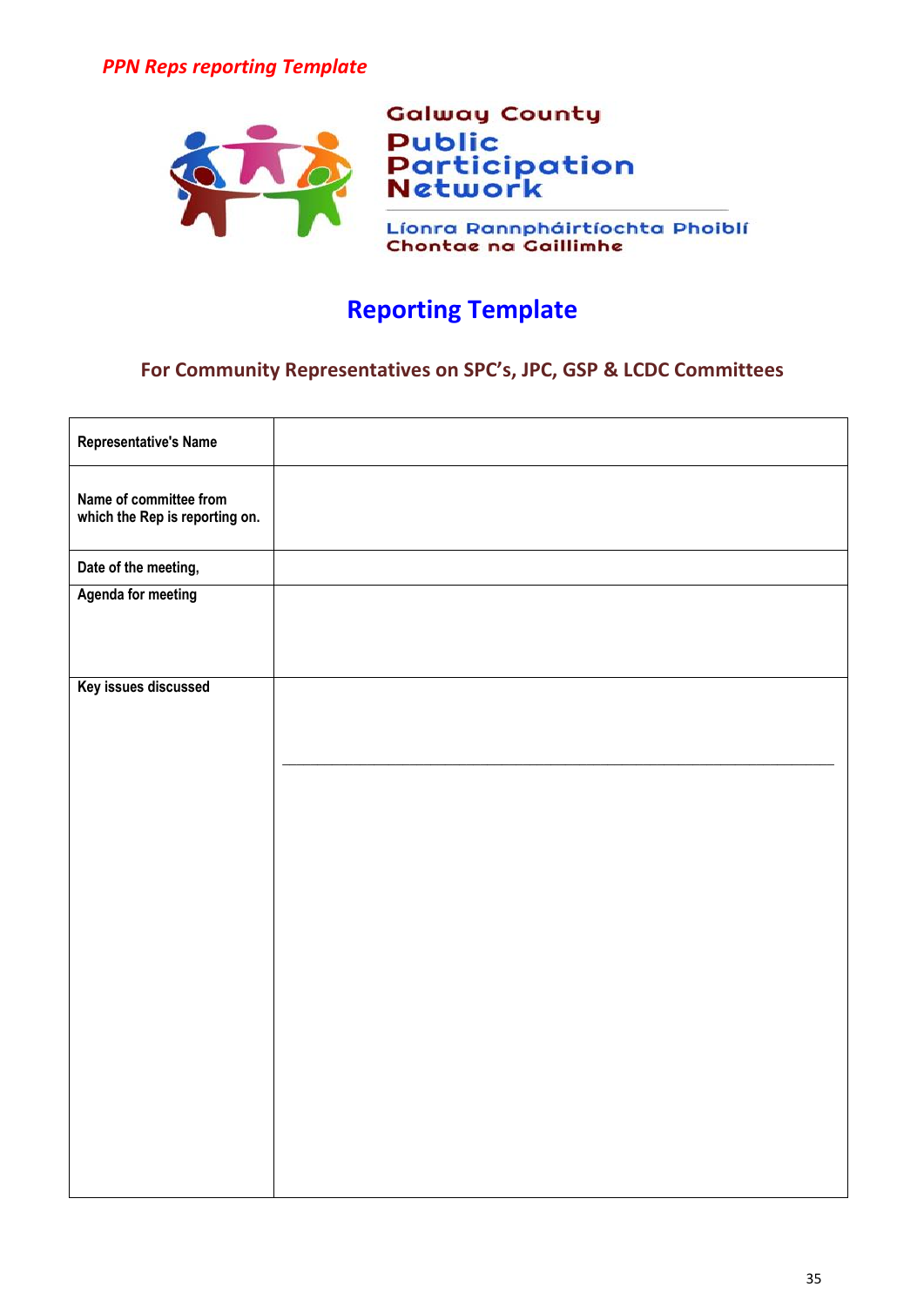*PPN Reps reporting Template*

Galway County
Public
Participation
Network

Líonra Rannpháirtíochta Phoiblí
Chontae na Gaillimhe

# Reporting Template

## For Community Representatives on SPC's, JPC, GSP & LCDC Committees

| | |
|---|---|
| **Representative's Name** | |
| **Name of committee from which the Rep is reporting on.** | |
| **Date of the meeting,** | |
| **Agenda for meeting** | |
| **Key issues discussed** | |